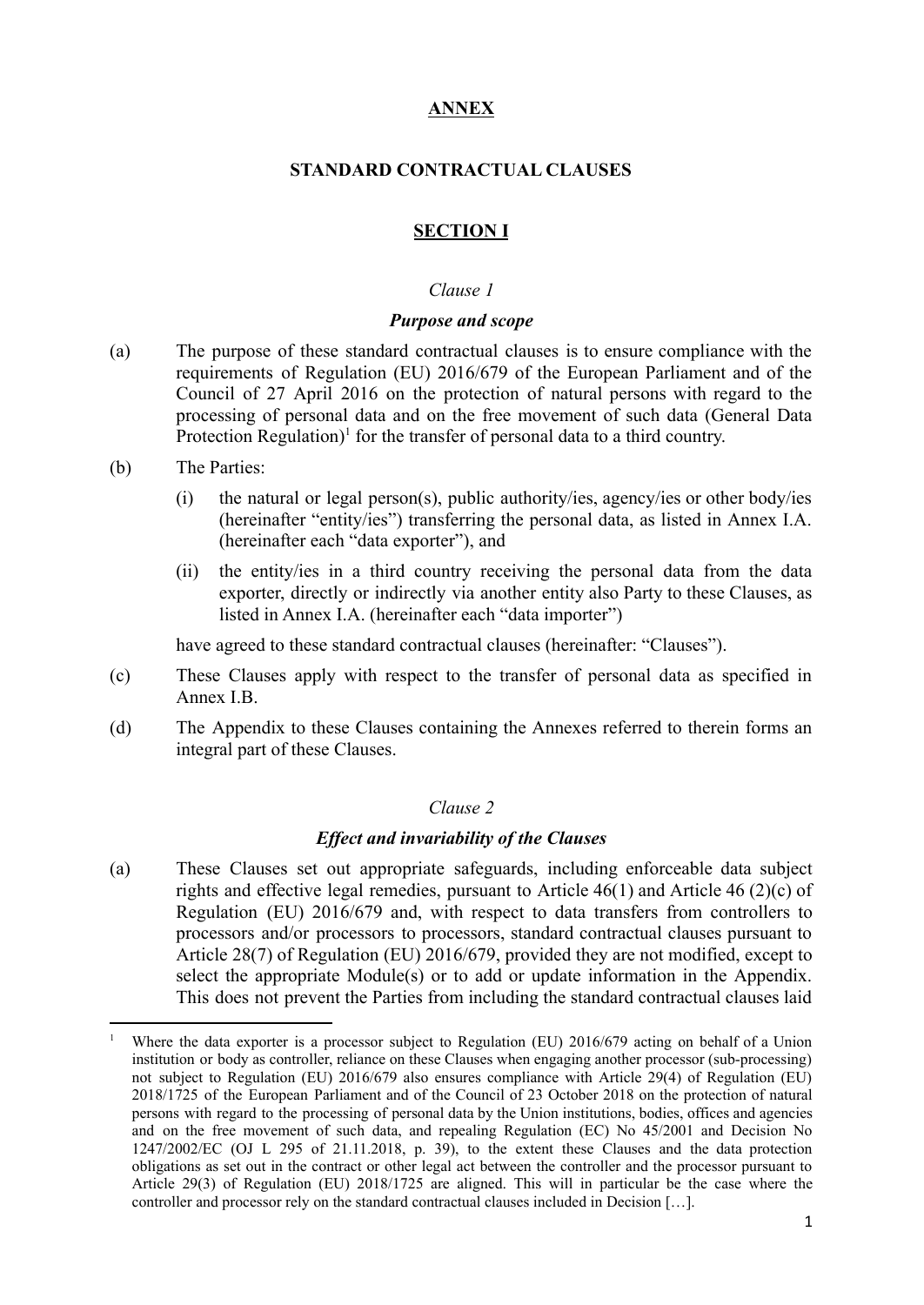# ANNEX

## STANDARD CONTRACTUAL CLAUSES

## SECTION I

### *Clause 1*

### ***Purpose and scope***

(a) The purpose of these standard contractual clauses is to ensure compliance with the requirements of Regulation (EU) 2016/679 of the European Parliament and of the Council of 27 April 2016 on the protection of natural persons with regard to the processing of personal data and on the free movement of such data (General Data Protection Regulation)[1] for the transfer of personal data to a third country.

(b) The Parties:

   (i) the natural or legal person(s), public authority/ies, agency/ies or other body/ies (hereinafter "entity/ies") transferring the personal data, as listed in Annex I.A. (hereinafter each "data exporter"), and

   (ii) the entity/ies in a third country receiving the personal data from the data exporter, directly or indirectly via another entity also Party to these Clauses, as listed in Annex I.A. (hereinafter each "data importer")

   have agreed to these standard contractual clauses (hereinafter: "Clauses").

(c) These Clauses apply with respect to the transfer of personal data as specified in Annex I.B.

(d) The Appendix to these Clauses containing the Annexes referred to therein forms an integral part of these Clauses.

### *Clause 2*

### ***Effect and invariability of the Clauses***

(a) These Clauses set out appropriate safeguards, including enforceable data subject rights and effective legal remedies, pursuant to Article 46(1) and Article 46 (2)(c) of Regulation (EU) 2016/679 and, with respect to data transfers from controllers to processors and/or processors to processors, standard contractual clauses pursuant to Article 28(7) of Regulation (EU) 2016/679, provided they are not modified, except to select the appropriate Module(s) or to add or update information in the Appendix. This does not prevent the Parties from including the standard contractual clauses laid

---

[1] Where the data exporter is a processor subject to Regulation (EU) 2016/679 acting on behalf of a Union institution or body as controller, reliance on these Clauses when engaging another processor (sub-processing) not subject to Regulation (EU) 2016/679 also ensures compliance with Article 29(4) of Regulation (EU) 2018/1725 of the European Parliament and of the Council of 23 October 2018 on the protection of natural persons with regard to the processing of personal data by the Union institutions, bodies, offices and agencies and on the free movement of such data, and repealing Regulation (EC) No 45/2001 and Decision No 1247/2002/EC (OJ L 295 of 21.11.2018, p. 39), to the extent these Clauses and the data protection obligations as set out in the contract or other legal act between the controller and the processor pursuant to Article 29(3) of Regulation (EU) 2018/1725 are aligned. This will in particular be the case where the controller and processor rely on the standard contractual clauses included in Decision […].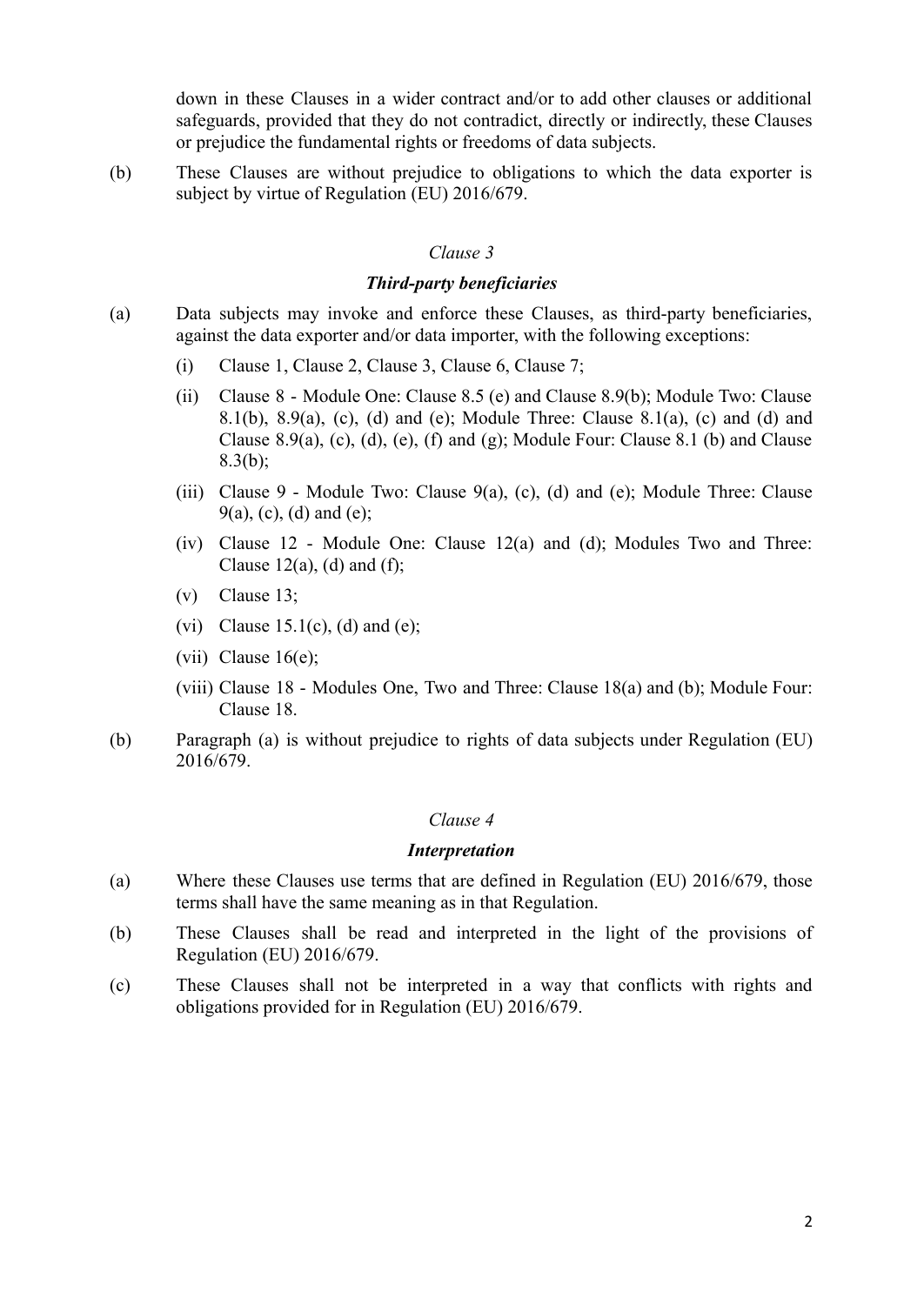down in these Clauses in a wider contract and/or to add other clauses or additional safeguards, provided that they do not contradict, directly or indirectly, these Clauses or prejudice the fundamental rights or freedoms of data subjects.

(b) These Clauses are without prejudice to obligations to which the data exporter is subject by virtue of Regulation (EU) 2016/679.

*Clause 3*

***Third-party beneficiaries***

(a) Data subjects may invoke and enforce these Clauses, as third-party beneficiaries, against the data exporter and/or data importer, with the following exceptions:

   (i) Clause 1, Clause 2, Clause 3, Clause 6, Clause 7;

   (ii) Clause 8 - Module One: Clause 8.5 (e) and Clause 8.9(b); Module Two: Clause 8.1(b), 8.9(a), (c), (d) and (e); Module Three: Clause 8.1(a), (c) and (d) and Clause 8.9(a), (c), (d), (e), (f) and (g); Module Four: Clause 8.1 (b) and Clause 8.3(b);

   (iii) Clause 9 - Module Two: Clause 9(a), (c), (d) and (e); Module Three: Clause 9(a), (c), (d) and (e);

   (iv) Clause 12 - Module One: Clause 12(a) and (d); Modules Two and Three: Clause 12(a), (d) and (f);

   (v) Clause 13;

   (vi) Clause 15.1(c), (d) and (e);

   (vii) Clause 16(e);

   (viii) Clause 18 - Modules One, Two and Three: Clause 18(a) and (b); Module Four: Clause 18.

(b) Paragraph (a) is without prejudice to rights of data subjects under Regulation (EU) 2016/679.

*Clause 4*

***Interpretation***

(a) Where these Clauses use terms that are defined in Regulation (EU) 2016/679, those terms shall have the same meaning as in that Regulation.

(b) These Clauses shall be read and interpreted in the light of the provisions of Regulation (EU) 2016/679.

(c) These Clauses shall not be interpreted in a way that conflicts with rights and obligations provided for in Regulation (EU) 2016/679.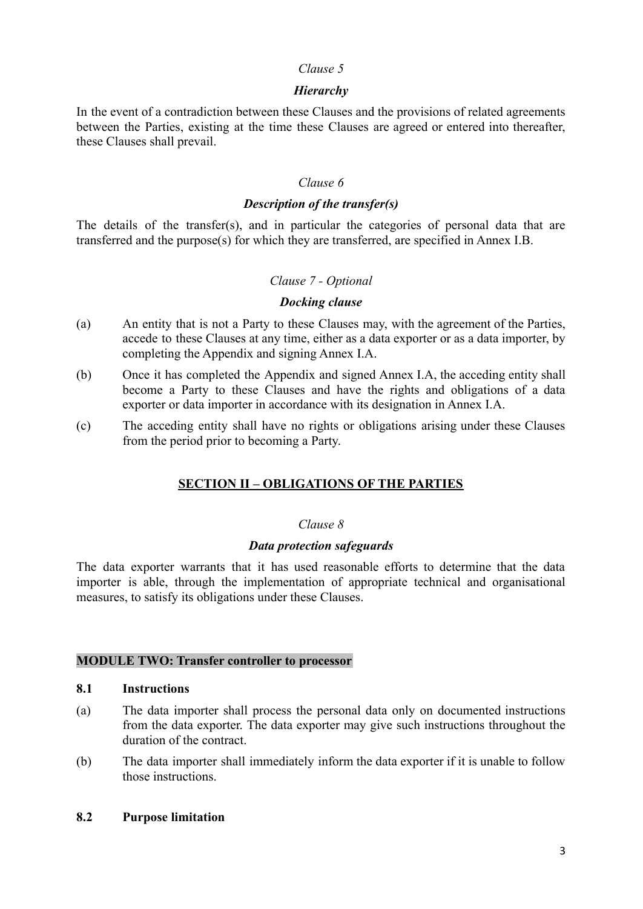*Clause 5*

***Hierarchy***

In the event of a contradiction between these Clauses and the provisions of related agreements between the Parties, existing at the time these Clauses are agreed or entered into thereafter, these Clauses shall prevail.

*Clause 6*

***Description of the transfer(s)***

The details of the transfer(s), and in particular the categories of personal data that are transferred and the purpose(s) for which they are transferred, are specified in Annex I.B.

*Clause 7 - Optional*

***Docking clause***

(a) An entity that is not a Party to these Clauses may, with the agreement of the Parties, accede to these Clauses at any time, either as a data exporter or as a data importer, by completing the Appendix and signing Annex I.A.

(b) Once it has completed the Appendix and signed Annex I.A, the acceding entity shall become a Party to these Clauses and have the rights and obligations of a data exporter or data importer in accordance with its designation in Annex I.A.

(c) The acceding entity shall have no rights or obligations arising under these Clauses from the period prior to becoming a Party.

## SECTION II – OBLIGATIONS OF THE PARTIES

*Clause 8*

***Data protection safeguards***

The data exporter warrants that it has used reasonable efforts to determine that the data importer is able, through the implementation of appropriate technical and organisational measures, to satisfy its obligations under these Clauses.

**MODULE TWO: Transfer controller to processor**

**8.1 Instructions**

(a) The data importer shall process the personal data only on documented instructions from the data exporter. The data exporter may give such instructions throughout the duration of the contract.

(b) The data importer shall immediately inform the data exporter if it is unable to follow those instructions.

**8.2 Purpose limitation**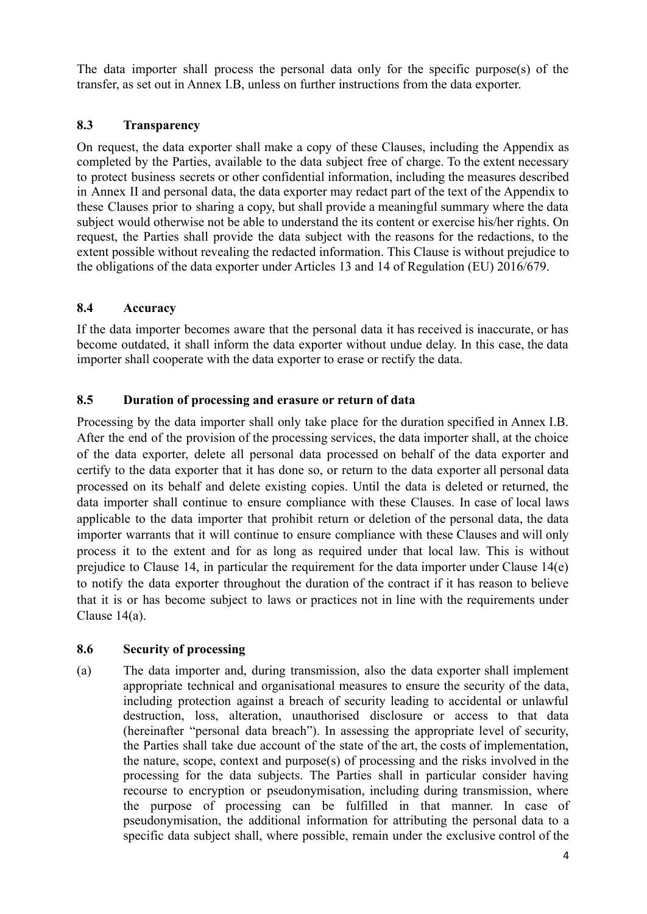The data importer shall process the personal data only for the specific purpose(s) of the transfer, as set out in Annex I.B, unless on further instructions from the data exporter.

### 8.3 Transparency

On request, the data exporter shall make a copy of these Clauses, including the Appendix as completed by the Parties, available to the data subject free of charge. To the extent necessary to protect business secrets or other confidential information, including the measures described in Annex II and personal data, the data exporter may redact part of the text of the Appendix to these Clauses prior to sharing a copy, but shall provide a meaningful summary where the data subject would otherwise not be able to understand the its content or exercise his/her rights. On request, the Parties shall provide the data subject with the reasons for the redactions, to the extent possible without revealing the redacted information. This Clause is without prejudice to the obligations of the data exporter under Articles 13 and 14 of Regulation (EU) 2016/679.

### 8.4 Accuracy

If the data importer becomes aware that the personal data it has received is inaccurate, or has become outdated, it shall inform the data exporter without undue delay. In this case, the data importer shall cooperate with the data exporter to erase or rectify the data.

### 8.5 Duration of processing and erasure or return of data

Processing by the data importer shall only take place for the duration specified in Annex I.B. After the end of the provision of the processing services, the data importer shall, at the choice of the data exporter, delete all personal data processed on behalf of the data exporter and certify to the data exporter that it has done so, or return to the data exporter all personal data processed on its behalf and delete existing copies. Until the data is deleted or returned, the data importer shall continue to ensure compliance with these Clauses. In case of local laws applicable to the data importer that prohibit return or deletion of the personal data, the data importer warrants that it will continue to ensure compliance with these Clauses and will only process it to the extent and for as long as required under that local law. This is without prejudice to Clause 14, in particular the requirement for the data importer under Clause 14(e) to notify the data exporter throughout the duration of the contract if it has reason to believe that it is or has become subject to laws or practices not in line with the requirements under Clause 14(a).

### 8.6 Security of processing

(a) The data importer and, during transmission, also the data exporter shall implement appropriate technical and organisational measures to ensure the security of the data, including protection against a breach of security leading to accidental or unlawful destruction, loss, alteration, unauthorised disclosure or access to that data (hereinafter "personal data breach"). In assessing the appropriate level of security, the Parties shall take due account of the state of the art, the costs of implementation, the nature, scope, context and purpose(s) of processing and the risks involved in the processing for the data subjects. The Parties shall in particular consider having recourse to encryption or pseudonymisation, including during transmission, where the purpose of processing can be fulfilled in that manner. In case of pseudonymisation, the additional information for attributing the personal data to a specific data subject shall, where possible, remain under the exclusive control of the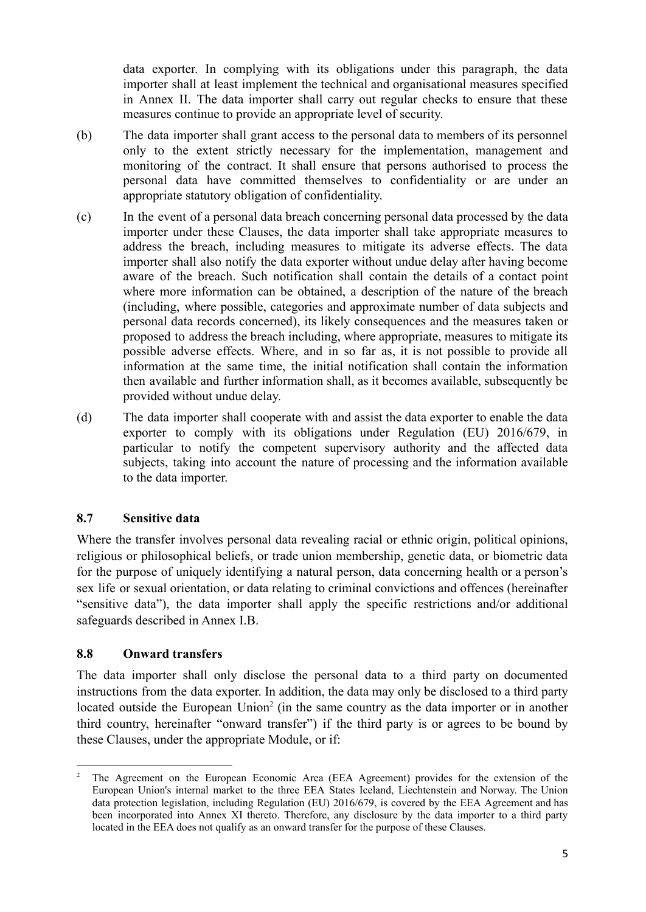data exporter. In complying with its obligations under this paragraph, the data importer shall at least implement the technical and organisational measures specified in Annex II. The data importer shall carry out regular checks to ensure that these measures continue to provide an appropriate level of security.

(b) The data importer shall grant access to the personal data to members of its personnel only to the extent strictly necessary for the implementation, management and monitoring of the contract. It shall ensure that persons authorised to process the personal data have committed themselves to confidentiality or are under an appropriate statutory obligation of confidentiality.

(c) In the event of a personal data breach concerning personal data processed by the data importer under these Clauses, the data importer shall take appropriate measures to address the breach, including measures to mitigate its adverse effects. The data importer shall also notify the data exporter without undue delay after having become aware of the breach. Such notification shall contain the details of a contact point where more information can be obtained, a description of the nature of the breach (including, where possible, categories and approximate number of data subjects and personal data records concerned), its likely consequences and the measures taken or proposed to address the breach including, where appropriate, measures to mitigate its possible adverse effects. Where, and in so far as, it is not possible to provide all information at the same time, the initial notification shall contain the information then available and further information shall, as it becomes available, subsequently be provided without undue delay.

(d) The data importer shall cooperate with and assist the data exporter to enable the data exporter to comply with its obligations under Regulation (EU) 2016/679, in particular to notify the competent supervisory authority and the affected data subjects, taking into account the nature of processing and the information available to the data importer.

### 8.7 Sensitive data

Where the transfer involves personal data revealing racial or ethnic origin, political opinions, religious or philosophical beliefs, or trade union membership, genetic data, or biometric data for the purpose of uniquely identifying a natural person, data concerning health or a person's sex life or sexual orientation, or data relating to criminal convictions and offences (hereinafter "sensitive data"), the data importer shall apply the specific restrictions and/or additional safeguards described in Annex I.B.

### 8.8 Onward transfers

The data importer shall only disclose the personal data to a third party on documented instructions from the data exporter. In addition, the data may only be disclosed to a third party located outside the European Union[2] (in the same country as the data importer or in another third country, hereinafter "onward transfer") if the third party is or agrees to be bound by these Clauses, under the appropriate Module, or if:

---

[2] The Agreement on the European Economic Area (EEA Agreement) provides for the extension of the European Union's internal market to the three EEA States Iceland, Liechtenstein and Norway. The Union data protection legislation, including Regulation (EU) 2016/679, is covered by the EEA Agreement and has been incorporated into Annex XI thereto. Therefore, any disclosure by the data importer to a third party located in the EEA does not qualify as an onward transfer for the purpose of these Clauses.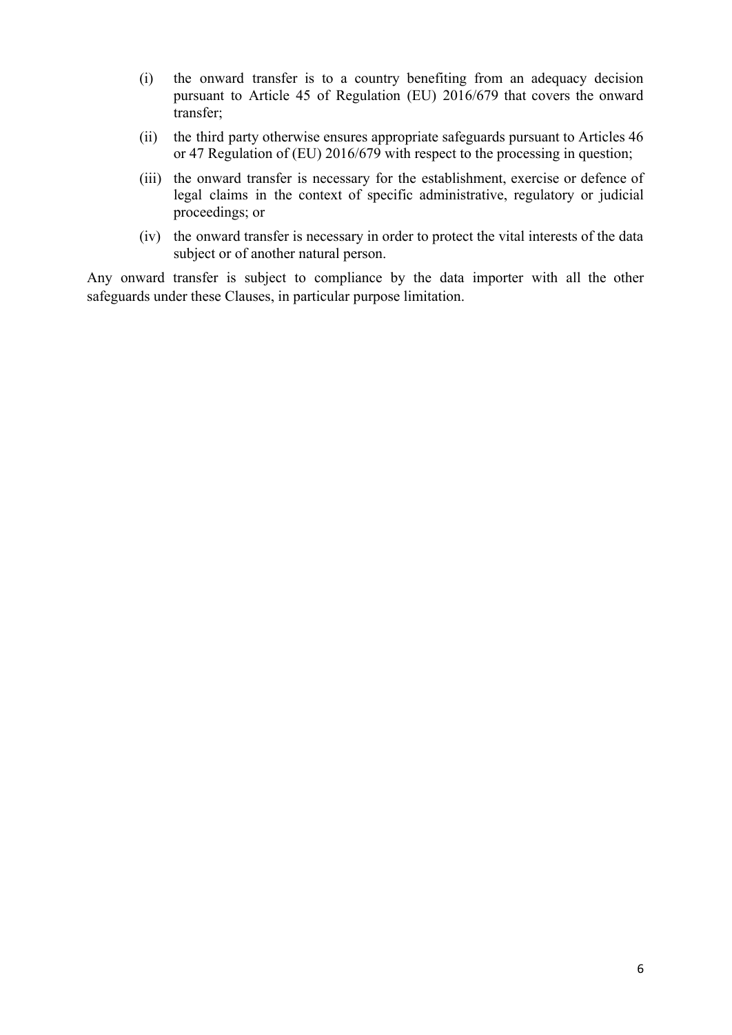(i) the onward transfer is to a country benefiting from an adequacy decision pursuant to Article 45 of Regulation (EU) 2016/679 that covers the onward transfer;

(ii) the third party otherwise ensures appropriate safeguards pursuant to Articles 46 or 47 Regulation of (EU) 2016/679 with respect to the processing in question;

(iii) the onward transfer is necessary for the establishment, exercise or defence of legal claims in the context of specific administrative, regulatory or judicial proceedings; or

(iv) the onward transfer is necessary in order to protect the vital interests of the data subject or of another natural person.

Any onward transfer is subject to compliance by the data importer with all the other safeguards under these Clauses, in particular purpose limitation.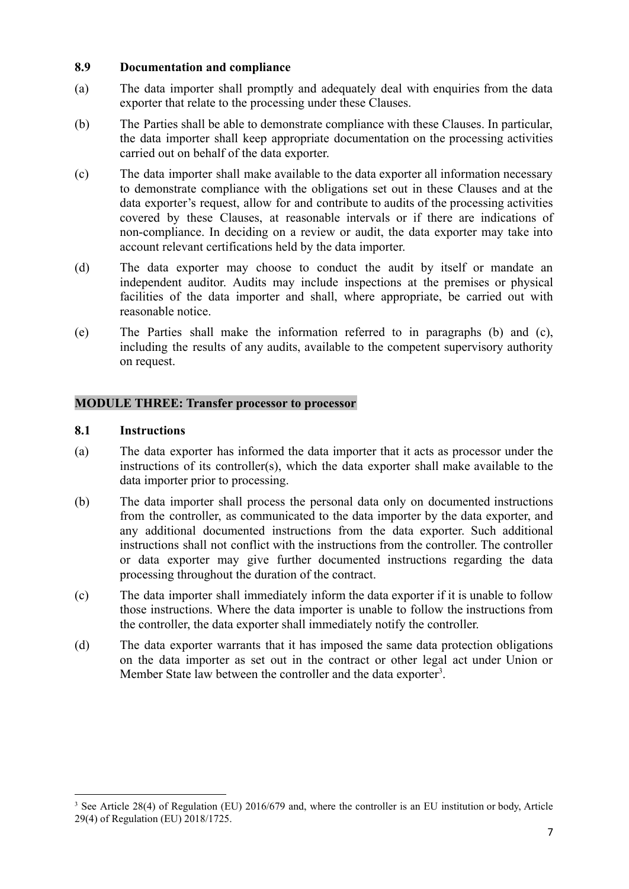### 8.9 Documentation and compliance

(a) The data importer shall promptly and adequately deal with enquiries from the data exporter that relate to the processing under these Clauses.

(b) The Parties shall be able to demonstrate compliance with these Clauses. In particular, the data importer shall keep appropriate documentation on the processing activities carried out on behalf of the data exporter.

(c) The data importer shall make available to the data exporter all information necessary to demonstrate compliance with the obligations set out in these Clauses and at the data exporter's request, allow for and contribute to audits of the processing activities covered by these Clauses, at reasonable intervals or if there are indications of non-compliance. In deciding on a review or audit, the data exporter may take into account relevant certifications held by the data importer.

(d) The data exporter may choose to conduct the audit by itself or mandate an independent auditor. Audits may include inspections at the premises or physical facilities of the data importer and shall, where appropriate, be carried out with reasonable notice.

(e) The Parties shall make the information referred to in paragraphs (b) and (c), including the results of any audits, available to the competent supervisory authority on request.

**MODULE THREE: Transfer processor to processor**

### 8.1 Instructions

(a) The data exporter has informed the data importer that it acts as processor under the instructions of its controller(s), which the data exporter shall make available to the data importer prior to processing.

(b) The data importer shall process the personal data only on documented instructions from the controller, as communicated to the data importer by the data exporter, and any additional documented instructions from the data exporter. Such additional instructions shall not conflict with the instructions from the controller. The controller or data exporter may give further documented instructions regarding the data processing throughout the duration of the contract.

(c) The data importer shall immediately inform the data exporter if it is unable to follow those instructions. Where the data importer is unable to follow the instructions from the controller, the data exporter shall immediately notify the controller.

(d) The data exporter warrants that it has imposed the same data protection obligations on the data importer as set out in the contract or other legal act under Union or Member State law between the controller and the data exporter[3].

---

[3] See Article 28(4) of Regulation (EU) 2016/679 and, where the controller is an EU institution or body, Article 29(4) of Regulation (EU) 2018/1725.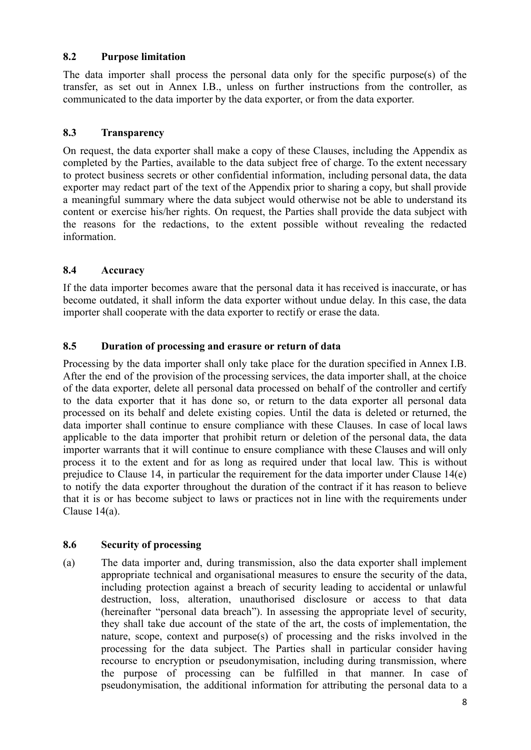### 8.2 Purpose limitation

The data importer shall process the personal data only for the specific purpose(s) of the transfer, as set out in Annex I.B., unless on further instructions from the controller, as communicated to the data importer by the data exporter, or from the data exporter.

### 8.3 Transparency

On request, the data exporter shall make a copy of these Clauses, including the Appendix as completed by the Parties, available to the data subject free of charge. To the extent necessary to protect business secrets or other confidential information, including personal data, the data exporter may redact part of the text of the Appendix prior to sharing a copy, but shall provide a meaningful summary where the data subject would otherwise not be able to understand its content or exercise his/her rights. On request, the Parties shall provide the data subject with the reasons for the redactions, to the extent possible without revealing the redacted information.

### 8.4 Accuracy

If the data importer becomes aware that the personal data it has received is inaccurate, or has become outdated, it shall inform the data exporter without undue delay. In this case, the data importer shall cooperate with the data exporter to rectify or erase the data.

### 8.5 Duration of processing and erasure or return of data

Processing by the data importer shall only take place for the duration specified in Annex I.B. After the end of the provision of the processing services, the data importer shall, at the choice of the data exporter, delete all personal data processed on behalf of the controller and certify to the data exporter that it has done so, or return to the data exporter all personal data processed on its behalf and delete existing copies. Until the data is deleted or returned, the data importer shall continue to ensure compliance with these Clauses. In case of local laws applicable to the data importer that prohibit return or deletion of the personal data, the data importer warrants that it will continue to ensure compliance with these Clauses and will only process it to the extent and for as long as required under that local law. This is without prejudice to Clause 14, in particular the requirement for the data importer under Clause 14(e) to notify the data exporter throughout the duration of the contract if it has reason to believe that it is or has become subject to laws or practices not in line with the requirements under Clause 14(a).

### 8.6 Security of processing

(a) The data importer and, during transmission, also the data exporter shall implement appropriate technical and organisational measures to ensure the security of the data, including protection against a breach of security leading to accidental or unlawful destruction, loss, alteration, unauthorised disclosure or access to that data (hereinafter "personal data breach"). In assessing the appropriate level of security, they shall take due account of the state of the art, the costs of implementation, the nature, scope, context and purpose(s) of processing and the risks involved in the processing for the data subject. The Parties shall in particular consider having recourse to encryption or pseudonymisation, including during transmission, where the purpose of processing can be fulfilled in that manner. In case of pseudonymisation, the additional information for attributing the personal data to a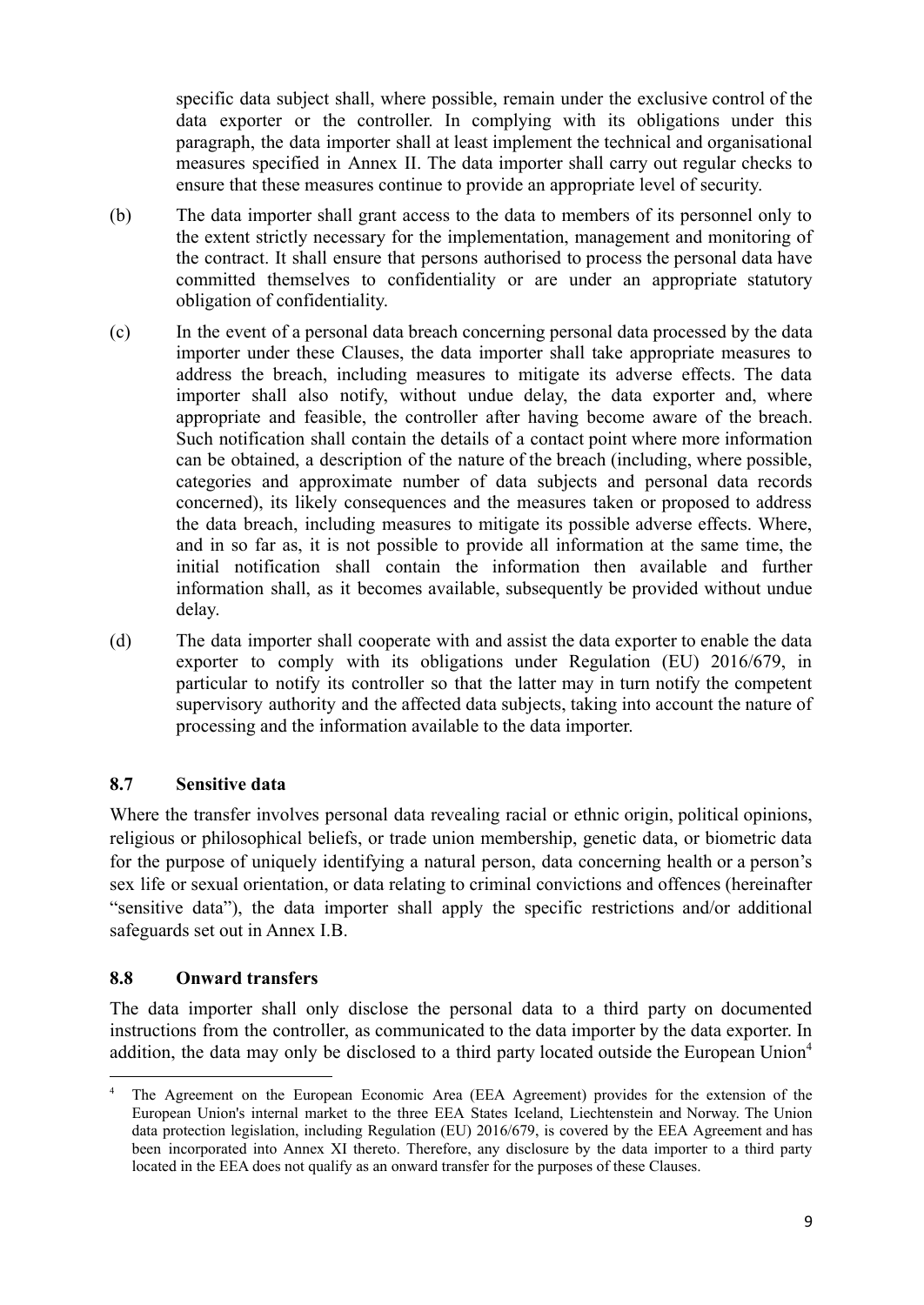specific data subject shall, where possible, remain under the exclusive control of the data exporter or the controller. In complying with its obligations under this paragraph, the data importer shall at least implement the technical and organisational measures specified in Annex II. The data importer shall carry out regular checks to ensure that these measures continue to provide an appropriate level of security.

(b) The data importer shall grant access to the data to members of its personnel only to the extent strictly necessary for the implementation, management and monitoring of the contract. It shall ensure that persons authorised to process the personal data have committed themselves to confidentiality or are under an appropriate statutory obligation of confidentiality.

(c) In the event of a personal data breach concerning personal data processed by the data importer under these Clauses, the data importer shall take appropriate measures to address the breach, including measures to mitigate its adverse effects. The data importer shall also notify, without undue delay, the data exporter and, where appropriate and feasible, the controller after having become aware of the breach. Such notification shall contain the details of a contact point where more information can be obtained, a description of the nature of the breach (including, where possible, categories and approximate number of data subjects and personal data records concerned), its likely consequences and the measures taken or proposed to address the data breach, including measures to mitigate its possible adverse effects. Where, and in so far as, it is not possible to provide all information at the same time, the initial notification shall contain the information then available and further information shall, as it becomes available, subsequently be provided without undue delay.

(d) The data importer shall cooperate with and assist the data exporter to enable the data exporter to comply with its obligations under Regulation (EU) 2016/679, in particular to notify its controller so that the latter may in turn notify the competent supervisory authority and the affected data subjects, taking into account the nature of processing and the information available to the data importer.

### 8.7 Sensitive data

Where the transfer involves personal data revealing racial or ethnic origin, political opinions, religious or philosophical beliefs, or trade union membership, genetic data, or biometric data for the purpose of uniquely identifying a natural person, data concerning health or a person's sex life or sexual orientation, or data relating to criminal convictions and offences (hereinafter "sensitive data"), the data importer shall apply the specific restrictions and/or additional safeguards set out in Annex I.B.

### 8.8 Onward transfers

The data importer shall only disclose the personal data to a third party on documented instructions from the controller, as communicated to the data importer by the data exporter. In addition, the data may only be disclosed to a third party located outside the European Union[4]

[4] The Agreement on the European Economic Area (EEA Agreement) provides for the extension of the European Union's internal market to the three EEA States Iceland, Liechtenstein and Norway. The Union data protection legislation, including Regulation (EU) 2016/679, is covered by the EEA Agreement and has been incorporated into Annex XI thereto. Therefore, any disclosure by the data importer to a third party located in the EEA does not qualify as an onward transfer for the purposes of these Clauses.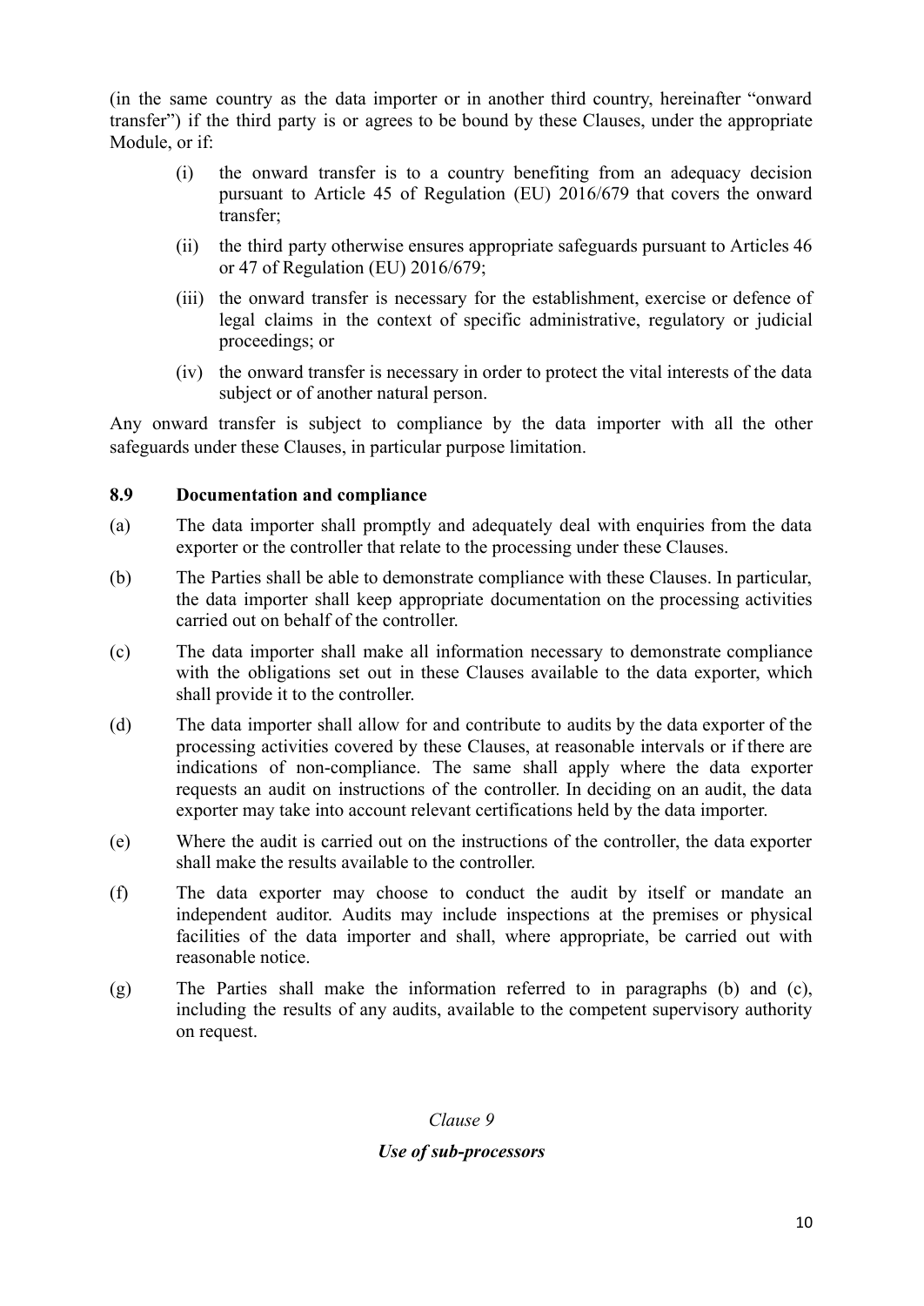(in the same country as the data importer or in another third country, hereinafter "onward transfer") if the third party is or agrees to be bound by these Clauses, under the appropriate Module, or if:

(i) the onward transfer is to a country benefiting from an adequacy decision pursuant to Article 45 of Regulation (EU) 2016/679 that covers the onward transfer;

(ii) the third party otherwise ensures appropriate safeguards pursuant to Articles 46 or 47 of Regulation (EU) 2016/679;

(iii) the onward transfer is necessary for the establishment, exercise or defence of legal claims in the context of specific administrative, regulatory or judicial proceedings; or

(iv) the onward transfer is necessary in order to protect the vital interests of the data subject or of another natural person.

Any onward transfer is subject to compliance by the data importer with all the other safeguards under these Clauses, in particular purpose limitation.

**8.9 Documentation and compliance**

(a) The data importer shall promptly and adequately deal with enquiries from the data exporter or the controller that relate to the processing under these Clauses.

(b) The Parties shall be able to demonstrate compliance with these Clauses. In particular, the data importer shall keep appropriate documentation on the processing activities carried out on behalf of the controller.

(c) The data importer shall make all information necessary to demonstrate compliance with the obligations set out in these Clauses available to the data exporter, which shall provide it to the controller.

(d) The data importer shall allow for and contribute to audits by the data exporter of the processing activities covered by these Clauses, at reasonable intervals or if there are indications of non-compliance. The same shall apply where the data exporter requests an audit on instructions of the controller. In deciding on an audit, the data exporter may take into account relevant certifications held by the data importer.

(e) Where the audit is carried out on the instructions of the controller, the data exporter shall make the results available to the controller.

(f) The data exporter may choose to conduct the audit by itself or mandate an independent auditor. Audits may include inspections at the premises or physical facilities of the data importer and shall, where appropriate, be carried out with reasonable notice.

(g) The Parties shall make the information referred to in paragraphs (b) and (c), including the results of any audits, available to the competent supervisory authority on request.

*Clause 9*

***Use of sub-processors***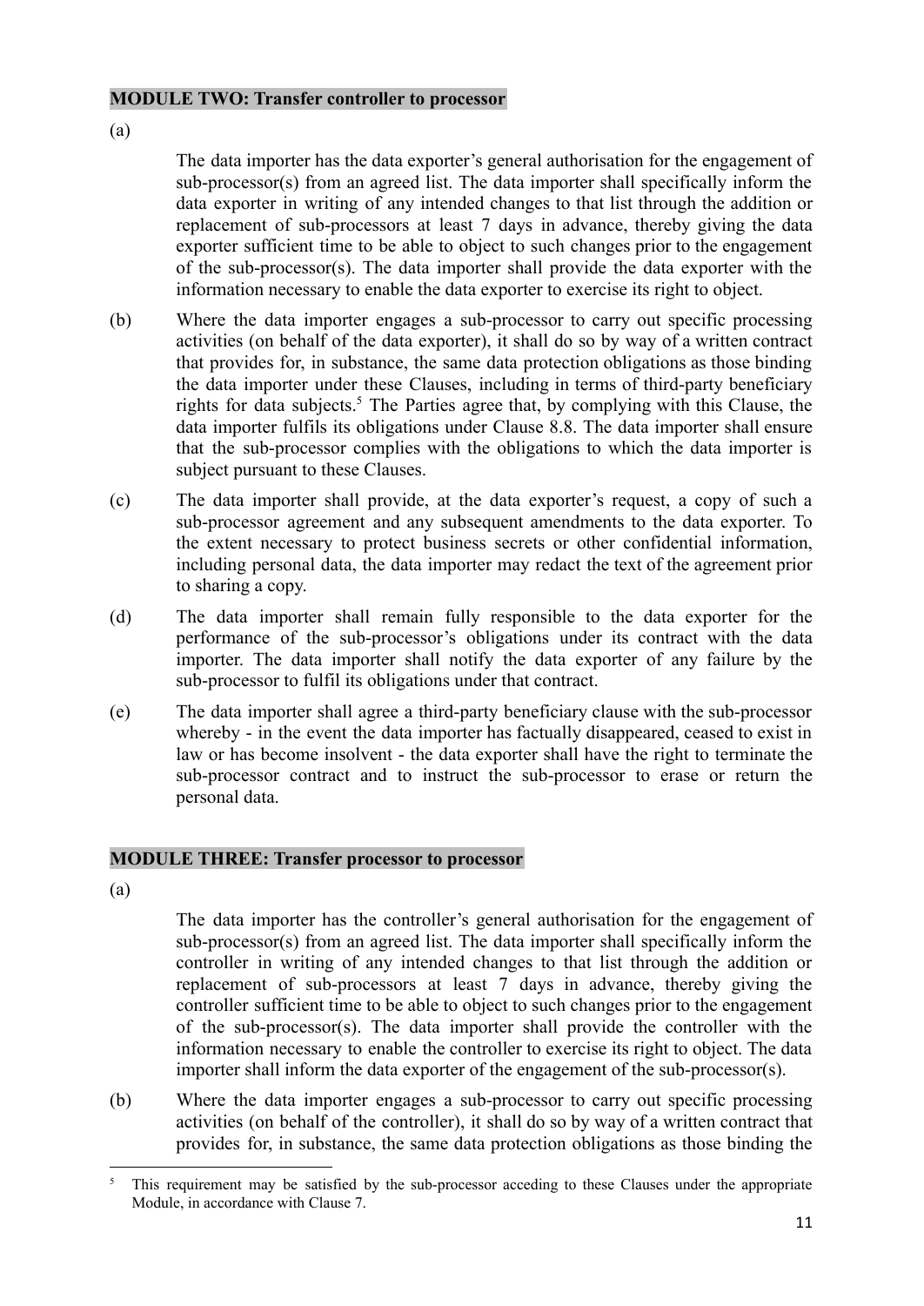**MODULE TWO: Transfer controller to processor**

(a)

The data importer has the data exporter's general authorisation for the engagement of sub-processor(s) from an agreed list. The data importer shall specifically inform the data exporter in writing of any intended changes to that list through the addition or replacement of sub-processors at least 7 days in advance, thereby giving the data exporter sufficient time to be able to object to such changes prior to the engagement of the sub-processor(s). The data importer shall provide the data exporter with the information necessary to enable the data exporter to exercise its right to object.

(b) Where the data importer engages a sub-processor to carry out specific processing activities (on behalf of the data exporter), it shall do so by way of a written contract that provides for, in substance, the same data protection obligations as those binding the data importer under these Clauses, including in terms of third-party beneficiary rights for data subjects.[5] The Parties agree that, by complying with this Clause, the data importer fulfils its obligations under Clause 8.8. The data importer shall ensure that the sub-processor complies with the obligations to which the data importer is subject pursuant to these Clauses.

(c) The data importer shall provide, at the data exporter's request, a copy of such a sub-processor agreement and any subsequent amendments to the data exporter. To the extent necessary to protect business secrets or other confidential information, including personal data, the data importer may redact the text of the agreement prior to sharing a copy.

(d) The data importer shall remain fully responsible to the data exporter for the performance of the sub-processor's obligations under its contract with the data importer. The data importer shall notify the data exporter of any failure by the sub-processor to fulfil its obligations under that contract.

(e) The data importer shall agree a third-party beneficiary clause with the sub-processor whereby - in the event the data importer has factually disappeared, ceased to exist in law or has become insolvent - the data exporter shall have the right to terminate the sub-processor contract and to instruct the sub-processor to erase or return the personal data.

**MODULE THREE: Transfer processor to processor**

(a)

The data importer has the controller's general authorisation for the engagement of sub-processor(s) from an agreed list. The data importer shall specifically inform the controller in writing of any intended changes to that list through the addition or replacement of sub-processors at least 7 days in advance, thereby giving the controller sufficient time to be able to object to such changes prior to the engagement of the sub-processor(s). The data importer shall provide the controller with the information necessary to enable the controller to exercise its right to object. The data importer shall inform the data exporter of the engagement of the sub-processor(s).

(b) Where the data importer engages a sub-processor to carry out specific processing activities (on behalf of the controller), it shall do so by way of a written contract that provides for, in substance, the same data protection obligations as those binding the

[5] This requirement may be satisfied by the sub-processor acceding to these Clauses under the appropriate Module, in accordance with Clause 7.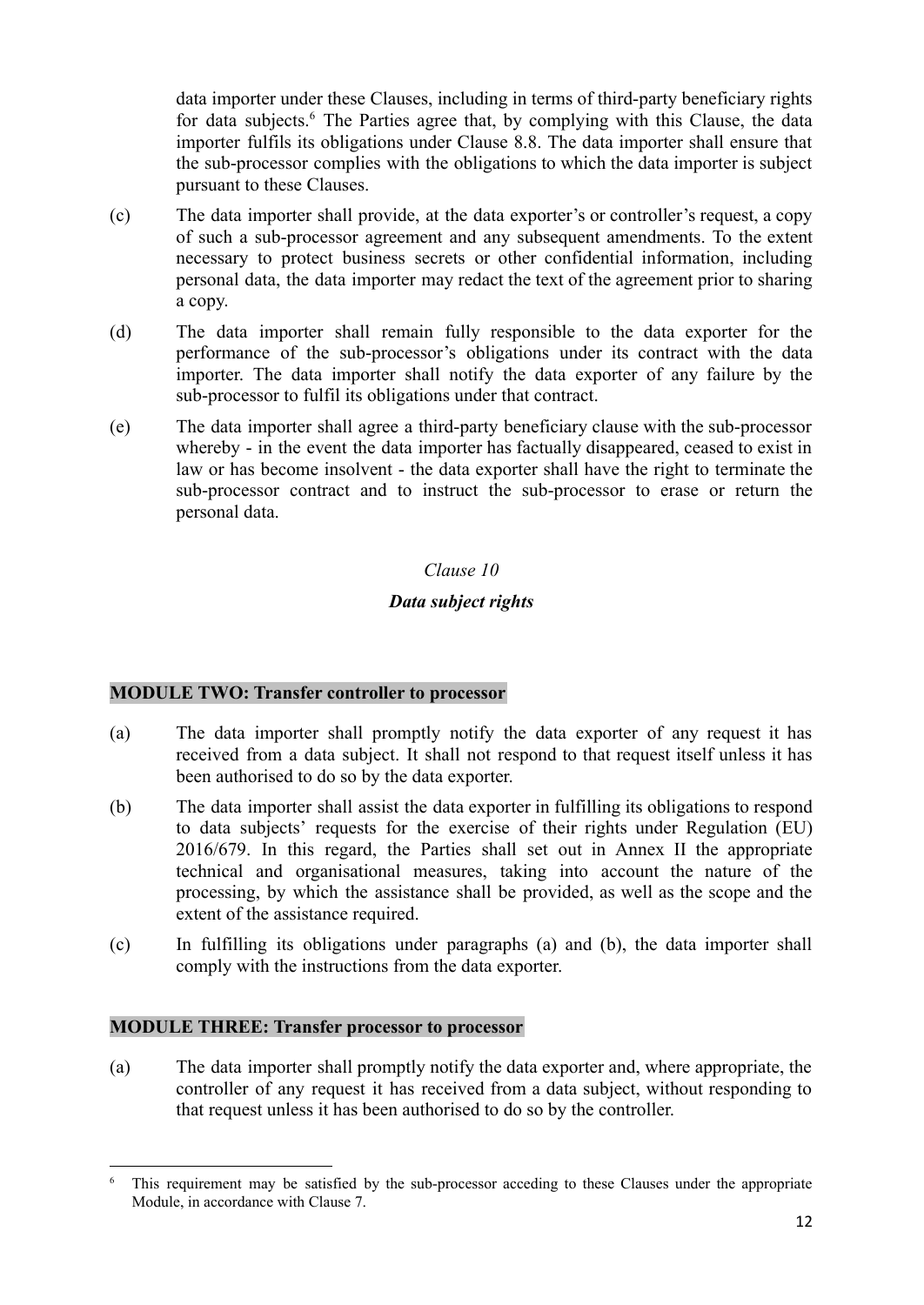data importer under these Clauses, including in terms of third-party beneficiary rights for data subjects.[6] The Parties agree that, by complying with this Clause, the data importer fulfils its obligations under Clause 8.8. The data importer shall ensure that the sub-processor complies with the obligations to which the data importer is subject pursuant to these Clauses.

(c) The data importer shall provide, at the data exporter's or controller's request, a copy of such a sub-processor agreement and any subsequent amendments. To the extent necessary to protect business secrets or other confidential information, including personal data, the data importer may redact the text of the agreement prior to sharing a copy.

(d) The data importer shall remain fully responsible to the data exporter for the performance of the sub-processor's obligations under its contract with the data importer. The data importer shall notify the data exporter of any failure by the sub-processor to fulfil its obligations under that contract.

(e) The data importer shall agree a third-party beneficiary clause with the sub-processor whereby - in the event the data importer has factually disappeared, ceased to exist in law or has become insolvent - the data exporter shall have the right to terminate the sub-processor contract and to instruct the sub-processor to erase or return the personal data.

*Clause 10*

***Data subject rights***

**MODULE TWO: Transfer controller to processor**

(a) The data importer shall promptly notify the data exporter of any request it has received from a data subject. It shall not respond to that request itself unless it has been authorised to do so by the data exporter.

(b) The data importer shall assist the data exporter in fulfilling its obligations to respond to data subjects' requests for the exercise of their rights under Regulation (EU) 2016/679. In this regard, the Parties shall set out in Annex II the appropriate technical and organisational measures, taking into account the nature of the processing, by which the assistance shall be provided, as well as the scope and the extent of the assistance required.

(c) In fulfilling its obligations under paragraphs (a) and (b), the data importer shall comply with the instructions from the data exporter.

**MODULE THREE: Transfer processor to processor**

(a) The data importer shall promptly notify the data exporter and, where appropriate, the controller of any request it has received from a data subject, without responding to that request unless it has been authorised to do so by the controller.

---

[6] This requirement may be satisfied by the sub-processor acceding to these Clauses under the appropriate Module, in accordance with Clause 7.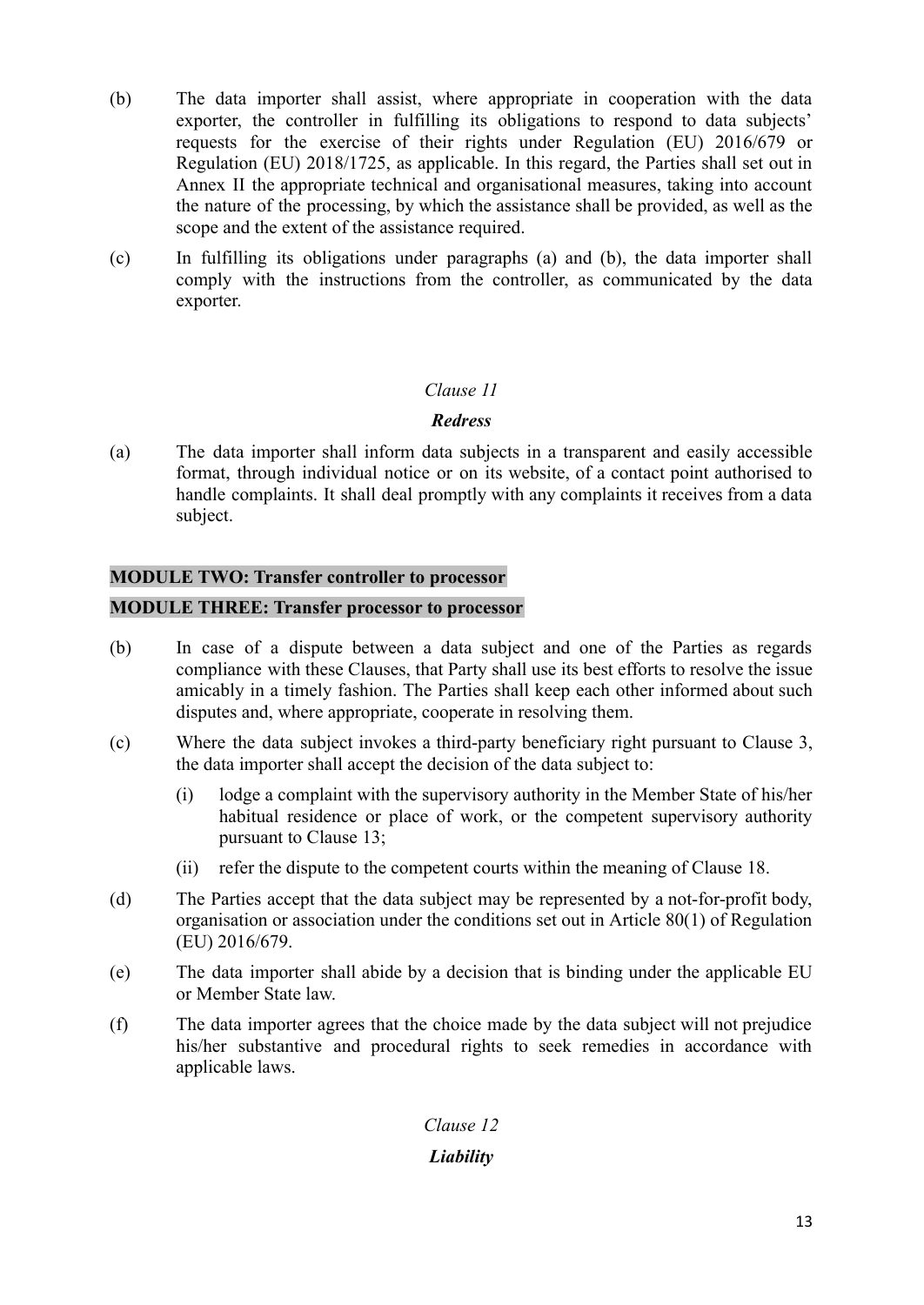(b) The data importer shall assist, where appropriate in cooperation with the data exporter, the controller in fulfilling its obligations to respond to data subjects' requests for the exercise of their rights under Regulation (EU) 2016/679 or Regulation (EU) 2018/1725, as applicable. In this regard, the Parties shall set out in Annex II the appropriate technical and organisational measures, taking into account the nature of the processing, by which the assistance shall be provided, as well as the scope and the extent of the assistance required.

(c) In fulfilling its obligations under paragraphs (a) and (b), the data importer shall comply with the instructions from the controller, as communicated by the data exporter.

*Clause 11*

***Redress***

(a) The data importer shall inform data subjects in a transparent and easily accessible format, through individual notice or on its website, of a contact point authorised to handle complaints. It shall deal promptly with any complaints it receives from a data subject.

**MODULE TWO: Transfer controller to processor**

**MODULE THREE: Transfer processor to processor**

(b) In case of a dispute between a data subject and one of the Parties as regards compliance with these Clauses, that Party shall use its best efforts to resolve the issue amicably in a timely fashion. The Parties shall keep each other informed about such disputes and, where appropriate, cooperate in resolving them.

(c) Where the data subject invokes a third-party beneficiary right pursuant to Clause 3, the data importer shall accept the decision of the data subject to:

  (i) lodge a complaint with the supervisory authority in the Member State of his/her habitual residence or place of work, or the competent supervisory authority pursuant to Clause 13;

  (ii) refer the dispute to the competent courts within the meaning of Clause 18.

(d) The Parties accept that the data subject may be represented by a not-for-profit body, organisation or association under the conditions set out in Article 80(1) of Regulation (EU) 2016/679.

(e) The data importer shall abide by a decision that is binding under the applicable EU or Member State law.

(f) The data importer agrees that the choice made by the data subject will not prejudice his/her substantive and procedural rights to seek remedies in accordance with applicable laws.

*Clause 12*

***Liability***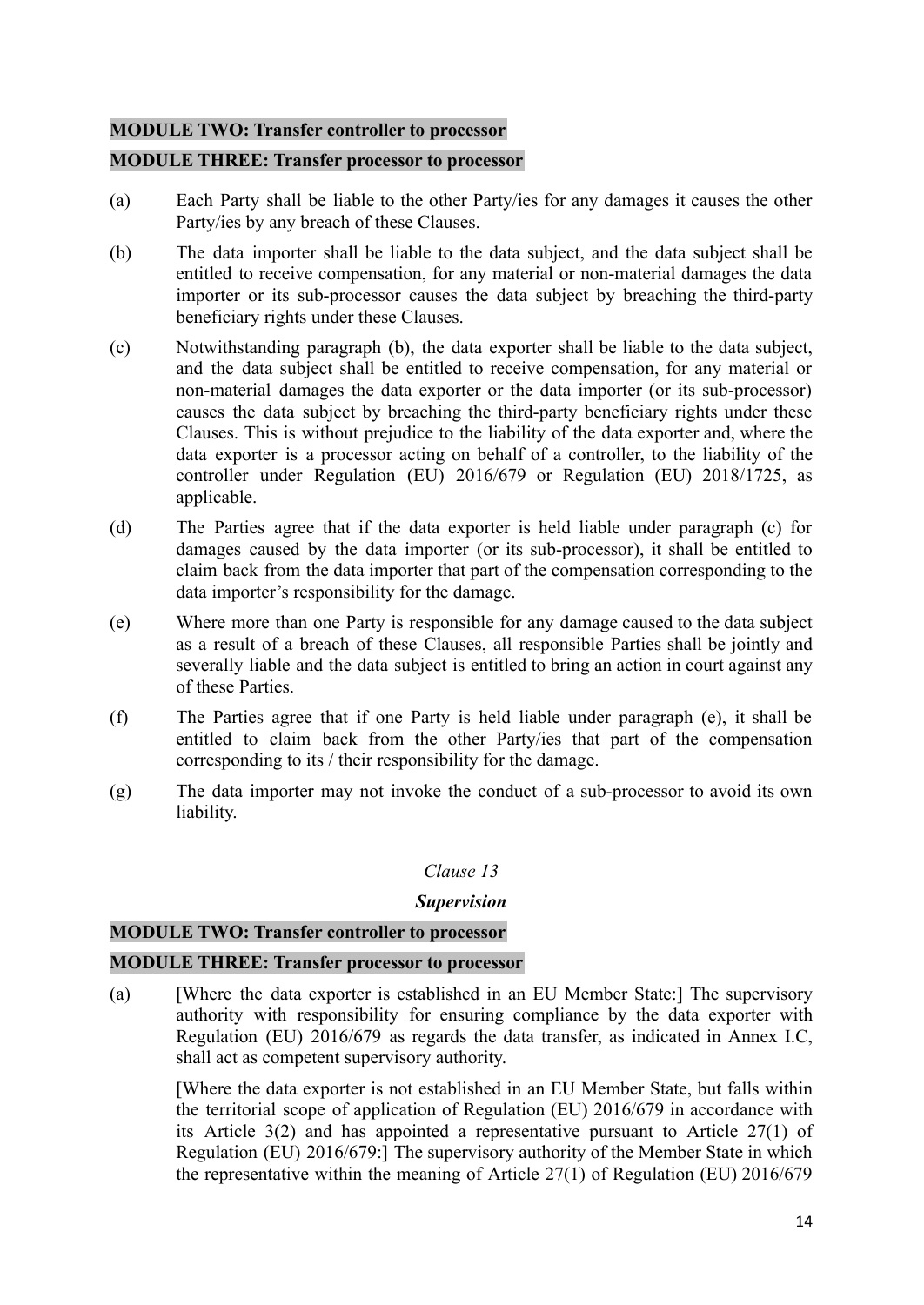**MODULE TWO: Transfer controller to processor**

**MODULE THREE: Transfer processor to processor**

(a) Each Party shall be liable to the other Party/ies for any damages it causes the other Party/ies by any breach of these Clauses.

(b) The data importer shall be liable to the data subject, and the data subject shall be entitled to receive compensation, for any material or non-material damages the data importer or its sub-processor causes the data subject by breaching the third-party beneficiary rights under these Clauses.

(c) Notwithstanding paragraph (b), the data exporter shall be liable to the data subject, and the data subject shall be entitled to receive compensation, for any material or non-material damages the data exporter or the data importer (or its sub-processor) causes the data subject by breaching the third-party beneficiary rights under these Clauses. This is without prejudice to the liability of the data exporter and, where the data exporter is a processor acting on behalf of a controller, to the liability of the controller under Regulation (EU) 2016/679 or Regulation (EU) 2018/1725, as applicable.

(d) The Parties agree that if the data exporter is held liable under paragraph (c) for damages caused by the data importer (or its sub-processor), it shall be entitled to claim back from the data importer that part of the compensation corresponding to the data importer's responsibility for the damage.

(e) Where more than one Party is responsible for any damage caused to the data subject as a result of a breach of these Clauses, all responsible Parties shall be jointly and severally liable and the data subject is entitled to bring an action in court against any of these Parties.

(f) The Parties agree that if one Party is held liable under paragraph (e), it shall be entitled to claim back from the other Party/ies that part of the compensation corresponding to its / their responsibility for the damage.

(g) The data importer may not invoke the conduct of a sub-processor to avoid its own liability.

*Clause 13*

***Supervision***

**MODULE TWO: Transfer controller to processor**

**MODULE THREE: Transfer processor to processor**

(a) [Where the data exporter is established in an EU Member State:] The supervisory authority with responsibility for ensuring compliance by the data exporter with Regulation (EU) 2016/679 as regards the data transfer, as indicated in Annex I.C, shall act as competent supervisory authority.

[Where the data exporter is not established in an EU Member State, but falls within the territorial scope of application of Regulation (EU) 2016/679 in accordance with its Article 3(2) and has appointed a representative pursuant to Article 27(1) of Regulation (EU) 2016/679:] The supervisory authority of the Member State in which the representative within the meaning of Article 27(1) of Regulation (EU) 2016/679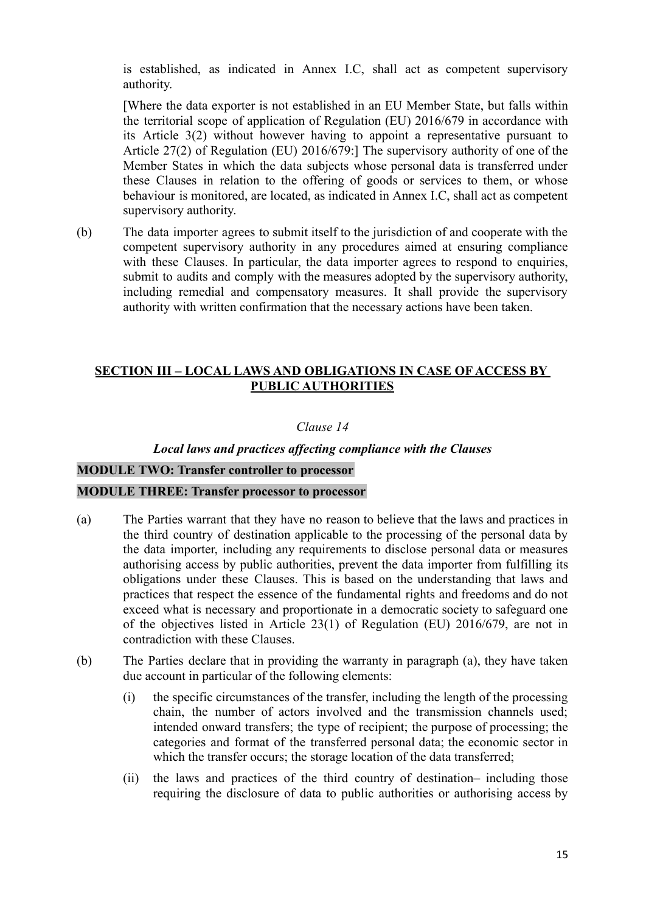is established, as indicated in Annex I.C, shall act as competent supervisory authority.

[Where the data exporter is not established in an EU Member State, but falls within the territorial scope of application of Regulation (EU) 2016/679 in accordance with its Article 3(2) without however having to appoint a representative pursuant to Article 27(2) of Regulation (EU) 2016/679:] The supervisory authority of one of the Member States in which the data subjects whose personal data is transferred under these Clauses in relation to the offering of goods or services to them, or whose behaviour is monitored, are located, as indicated in Annex I.C, shall act as competent supervisory authority.

(b) The data importer agrees to submit itself to the jurisdiction of and cooperate with the competent supervisory authority in any procedures aimed at ensuring compliance with these Clauses. In particular, the data importer agrees to respond to enquiries, submit to audits and comply with the measures adopted by the supervisory authority, including remedial and compensatory measures. It shall provide the supervisory authority with written confirmation that the necessary actions have been taken.

## SECTION III – LOCAL LAWS AND OBLIGATIONS IN CASE OF ACCESS BY PUBLIC AUTHORITIES

*Clause 14*

***Local laws and practices affecting compliance with the Clauses***

**MODULE TWO: Transfer controller to processor**

**MODULE THREE: Transfer processor to processor**

(a) The Parties warrant that they have no reason to believe that the laws and practices in the third country of destination applicable to the processing of the personal data by the data importer, including any requirements to disclose personal data or measures authorising access by public authorities, prevent the data importer from fulfilling its obligations under these Clauses. This is based on the understanding that laws and practices that respect the essence of the fundamental rights and freedoms and do not exceed what is necessary and proportionate in a democratic society to safeguard one of the objectives listed in Article 23(1) of Regulation (EU) 2016/679, are not in contradiction with these Clauses.

(b) The Parties declare that in providing the warranty in paragraph (a), they have taken due account in particular of the following elements:

   (i) the specific circumstances of the transfer, including the length of the processing chain, the number of actors involved and the transmission channels used; intended onward transfers; the type of recipient; the purpose of processing; the categories and format of the transferred personal data; the economic sector in which the transfer occurs; the storage location of the data transferred;

   (ii) the laws and practices of the third country of destination– including those requiring the disclosure of data to public authorities or authorising access by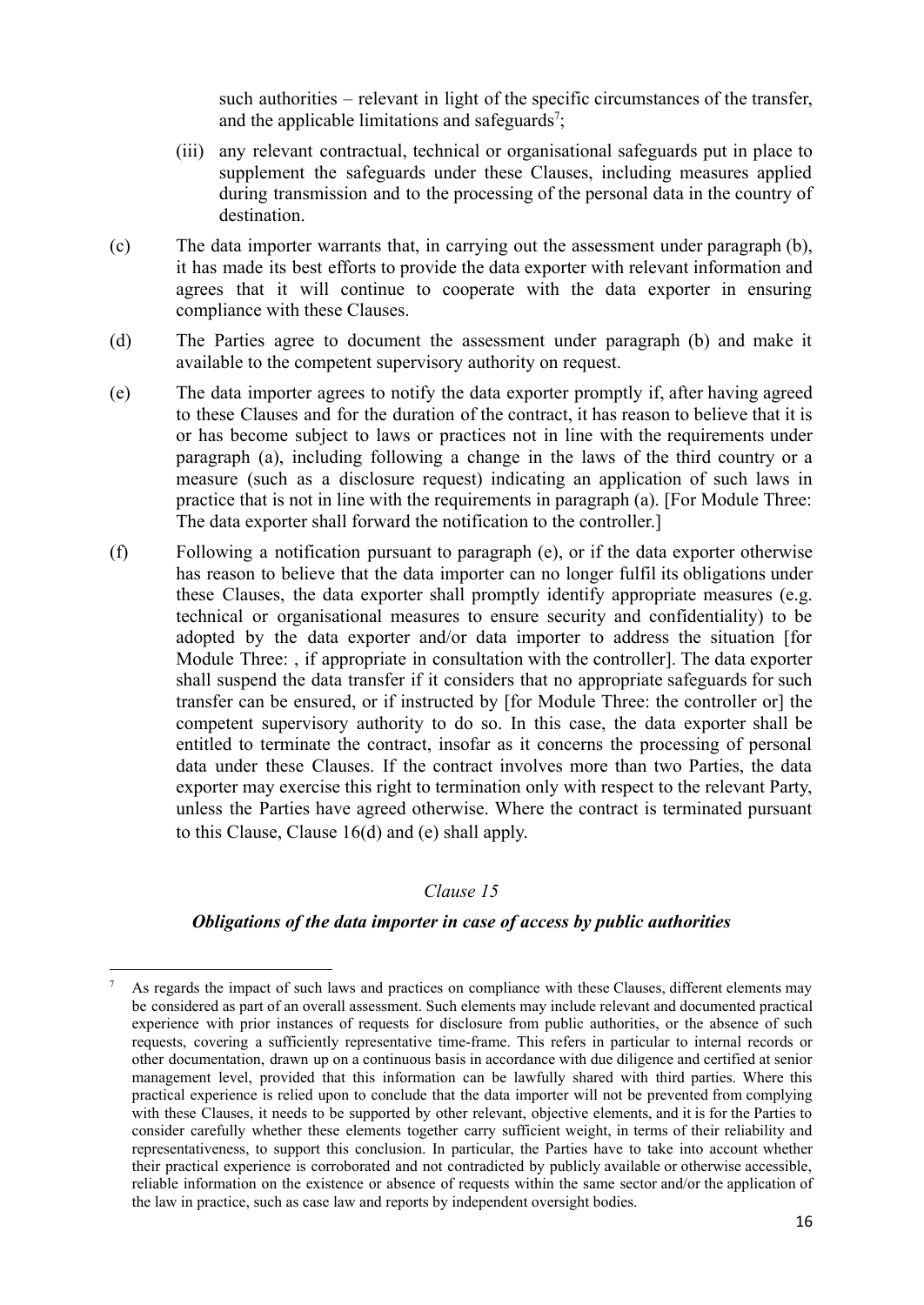such authorities – relevant in light of the specific circumstances of the transfer, and the applicable limitations and safeguards[7];

(iii) any relevant contractual, technical or organisational safeguards put in place to supplement the safeguards under these Clauses, including measures applied during transmission and to the processing of the personal data in the country of destination.

(c) The data importer warrants that, in carrying out the assessment under paragraph (b), it has made its best efforts to provide the data exporter with relevant information and agrees that it will continue to cooperate with the data exporter in ensuring compliance with these Clauses.

(d) The Parties agree to document the assessment under paragraph (b) and make it available to the competent supervisory authority on request.

(e) The data importer agrees to notify the data exporter promptly if, after having agreed to these Clauses and for the duration of the contract, it has reason to believe that it is or has become subject to laws or practices not in line with the requirements under paragraph (a), including following a change in the laws of the third country or a measure (such as a disclosure request) indicating an application of such laws in practice that is not in line with the requirements in paragraph (a). [For Module Three: The data exporter shall forward the notification to the controller.]

(f) Following a notification pursuant to paragraph (e), or if the data exporter otherwise has reason to believe that the data importer can no longer fulfil its obligations under these Clauses, the data exporter shall promptly identify appropriate measures (e.g. technical or organisational measures to ensure security and confidentiality) to be adopted by the data exporter and/or data importer to address the situation [for Module Three: , if appropriate in consultation with the controller]. The data exporter shall suspend the data transfer if it considers that no appropriate safeguards for such transfer can be ensured, or if instructed by [for Module Three: the controller or] the competent supervisory authority to do so. In this case, the data exporter shall be entitled to terminate the contract, insofar as it concerns the processing of personal data under these Clauses. If the contract involves more than two Parties, the data exporter may exercise this right to termination only with respect to the relevant Party, unless the Parties have agreed otherwise. Where the contract is terminated pursuant to this Clause, Clause 16(d) and (e) shall apply.

*Clause 15*

***Obligations of the data importer in case of access by public authorities***

---

[7] As regards the impact of such laws and practices on compliance with these Clauses, different elements may be considered as part of an overall assessment. Such elements may include relevant and documented practical experience with prior instances of requests for disclosure from public authorities, or the absence of such requests, covering a sufficiently representative time-frame. This refers in particular to internal records or other documentation, drawn up on a continuous basis in accordance with due diligence and certified at senior management level, provided that this information can be lawfully shared with third parties. Where this practical experience is relied upon to conclude that the data importer will not be prevented from complying with these Clauses, it needs to be supported by other relevant, objective elements, and it is for the Parties to consider carefully whether these elements together carry sufficient weight, in terms of their reliability and representativeness, to support this conclusion. In particular, the Parties have to take into account whether their practical experience is corroborated and not contradicted by publicly available or otherwise accessible, reliable information on the existence or absence of requests within the same sector and/or the application of the law in practice, such as case law and reports by independent oversight bodies.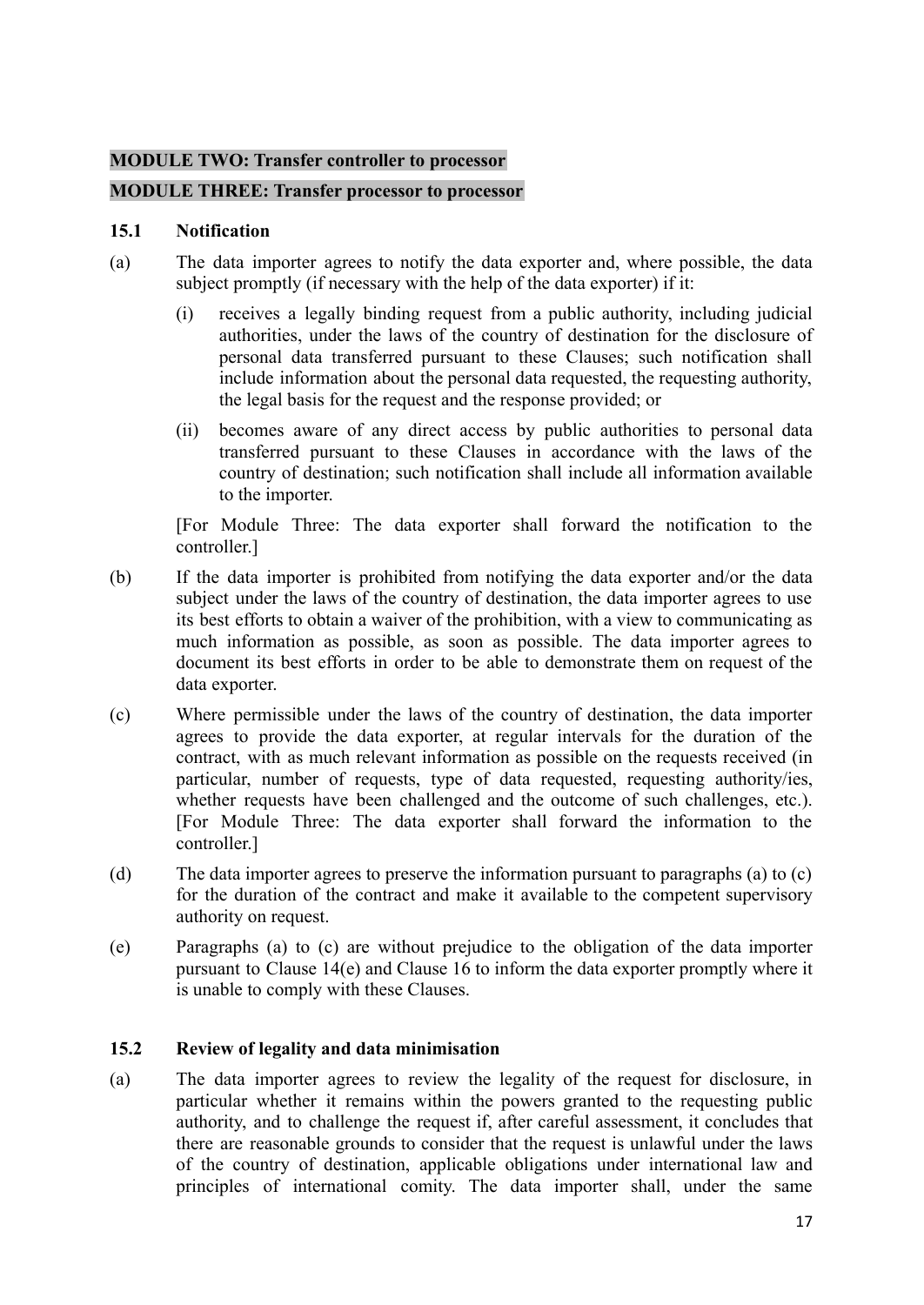**MODULE TWO: Transfer controller to processor**

**MODULE THREE: Transfer processor to processor**

### 15.1 Notification

(a) The data importer agrees to notify the data exporter and, where possible, the data subject promptly (if necessary with the help of the data exporter) if it:

   (i) receives a legally binding request from a public authority, including judicial authorities, under the laws of the country of destination for the disclosure of personal data transferred pursuant to these Clauses; such notification shall include information about the personal data requested, the requesting authority, the legal basis for the request and the response provided; or

   (ii) becomes aware of any direct access by public authorities to personal data transferred pursuant to these Clauses in accordance with the laws of the country of destination; such notification shall include all information available to the importer.

   [For Module Three: The data exporter shall forward the notification to the controller.]

(b) If the data importer is prohibited from notifying the data exporter and/or the data subject under the laws of the country of destination, the data importer agrees to use its best efforts to obtain a waiver of the prohibition, with a view to communicating as much information as possible, as soon as possible. The data importer agrees to document its best efforts in order to be able to demonstrate them on request of the data exporter.

(c) Where permissible under the laws of the country of destination, the data importer agrees to provide the data exporter, at regular intervals for the duration of the contract, with as much relevant information as possible on the requests received (in particular, number of requests, type of data requested, requesting authority/ies, whether requests have been challenged and the outcome of such challenges, etc.). [For Module Three: The data exporter shall forward the information to the controller.]

(d) The data importer agrees to preserve the information pursuant to paragraphs (a) to (c) for the duration of the contract and make it available to the competent supervisory authority on request.

(e) Paragraphs (a) to (c) are without prejudice to the obligation of the data importer pursuant to Clause 14(e) and Clause 16 to inform the data exporter promptly where it is unable to comply with these Clauses.

### 15.2 Review of legality and data minimisation

(a) The data importer agrees to review the legality of the request for disclosure, in particular whether it remains within the powers granted to the requesting public authority, and to challenge the request if, after careful assessment, it concludes that there are reasonable grounds to consider that the request is unlawful under the laws of the country of destination, applicable obligations under international law and principles of international comity. The data importer shall, under the same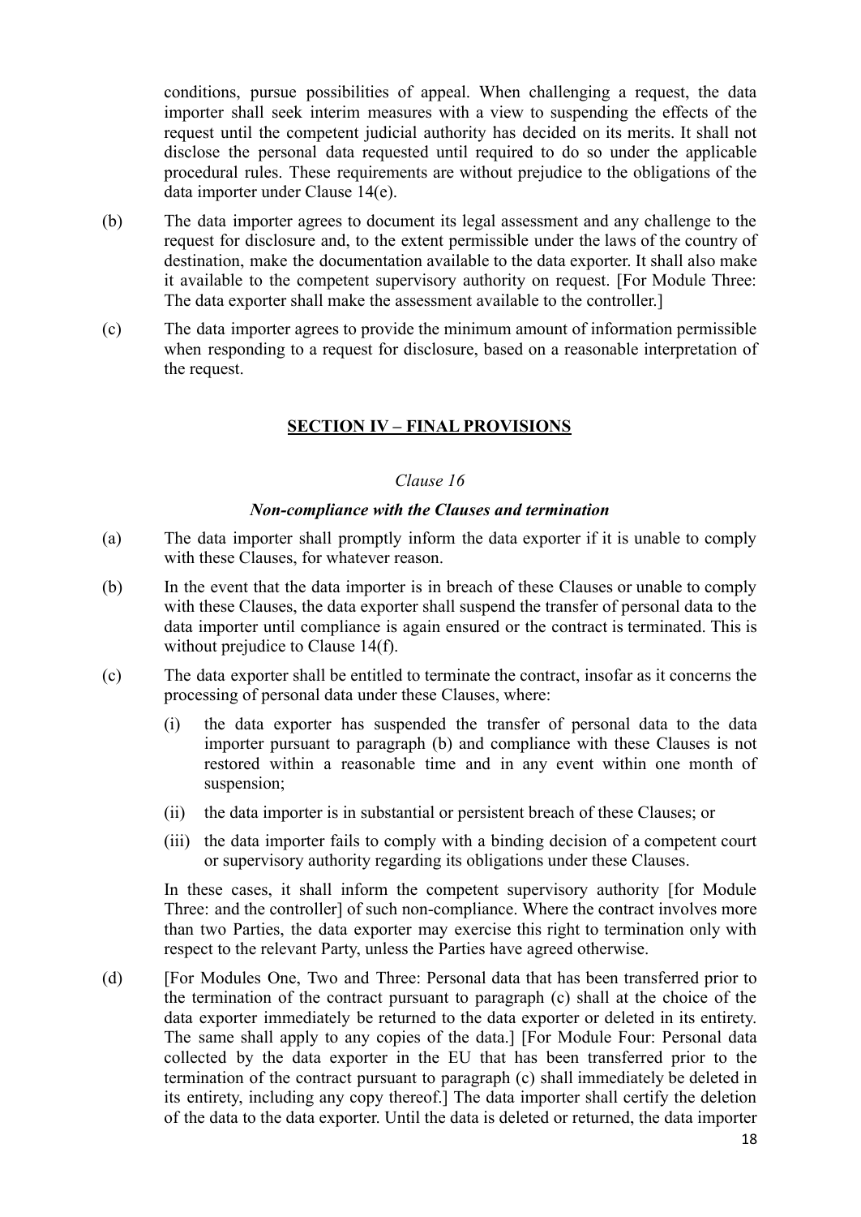conditions, pursue possibilities of appeal. When challenging a request, the data importer shall seek interim measures with a view to suspending the effects of the request until the competent judicial authority has decided on its merits. It shall not disclose the personal data requested until required to do so under the applicable procedural rules. These requirements are without prejudice to the obligations of the data importer under Clause 14(e).

(b) The data importer agrees to document its legal assessment and any challenge to the request for disclosure and, to the extent permissible under the laws of the country of destination, make the documentation available to the data exporter. It shall also make it available to the competent supervisory authority on request. [For Module Three: The data exporter shall make the assessment available to the controller.]

(c) The data importer agrees to provide the minimum amount of information permissible when responding to a request for disclosure, based on a reasonable interpretation of the request.

## SECTION IV – FINAL PROVISIONS

*Clause 16*

***Non-compliance with the Clauses and termination***

(a) The data importer shall promptly inform the data exporter if it is unable to comply with these Clauses, for whatever reason.

(b) In the event that the data importer is in breach of these Clauses or unable to comply with these Clauses, the data exporter shall suspend the transfer of personal data to the data importer until compliance is again ensured or the contract is terminated. This is without prejudice to Clause 14(f).

(c) The data exporter shall be entitled to terminate the contract, insofar as it concerns the processing of personal data under these Clauses, where:

  (i) the data exporter has suspended the transfer of personal data to the data importer pursuant to paragraph (b) and compliance with these Clauses is not restored within a reasonable time and in any event within one month of suspension;

  (ii) the data importer is in substantial or persistent breach of these Clauses; or

  (iii) the data importer fails to comply with a binding decision of a competent court or supervisory authority regarding its obligations under these Clauses.

  In these cases, it shall inform the competent supervisory authority [for Module Three: and the controller] of such non-compliance. Where the contract involves more than two Parties, the data exporter may exercise this right to termination only with respect to the relevant Party, unless the Parties have agreed otherwise.

(d) [For Modules One, Two and Three: Personal data that has been transferred prior to the termination of the contract pursuant to paragraph (c) shall at the choice of the data exporter immediately be returned to the data exporter or deleted in its entirety. The same shall apply to any copies of the data.] [For Module Four: Personal data collected by the data exporter in the EU that has been transferred prior to the termination of the contract pursuant to paragraph (c) shall immediately be deleted in its entirety, including any copy thereof.] The data importer shall certify the deletion of the data to the data exporter. Until the data is deleted or returned, the data importer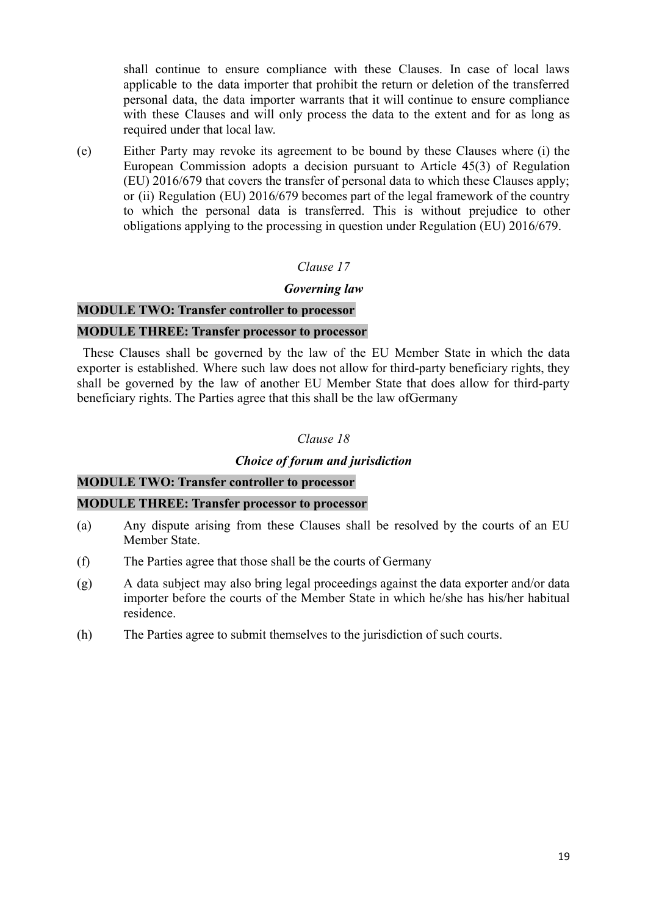shall continue to ensure compliance with these Clauses. In case of local laws applicable to the data importer that prohibit the return or deletion of the transferred personal data, the data importer warrants that it will continue to ensure compliance with these Clauses and will only process the data to the extent and for as long as required under that local law.

(e) Either Party may revoke its agreement to be bound by these Clauses where (i) the European Commission adopts a decision pursuant to Article 45(3) of Regulation (EU) 2016/679 that covers the transfer of personal data to which these Clauses apply; or (ii) Regulation (EU) 2016/679 becomes part of the legal framework of the country to which the personal data is transferred. This is without prejudice to other obligations applying to the processing in question under Regulation (EU) 2016/679.

*Clause 17*

***Governing law***

**MODULE TWO: Transfer controller to processor**

**MODULE THREE: Transfer processor to processor**

These Clauses shall be governed by the law of the EU Member State in which the data exporter is established. Where such law does not allow for third-party beneficiary rights, they shall be governed by the law of another EU Member State that does allow for third-party beneficiary rights. The Parties agree that this shall be the law ofGermany

*Clause 18*

***Choice of forum and jurisdiction***

**MODULE TWO: Transfer controller to processor**

**MODULE THREE: Transfer processor to processor**

(a) Any dispute arising from these Clauses shall be resolved by the courts of an EU Member State.

(f) The Parties agree that those shall be the courts of Germany

(g) A data subject may also bring legal proceedings against the data exporter and/or data importer before the courts of the Member State in which he/she has his/her habitual residence.

(h) The Parties agree to submit themselves to the jurisdiction of such courts.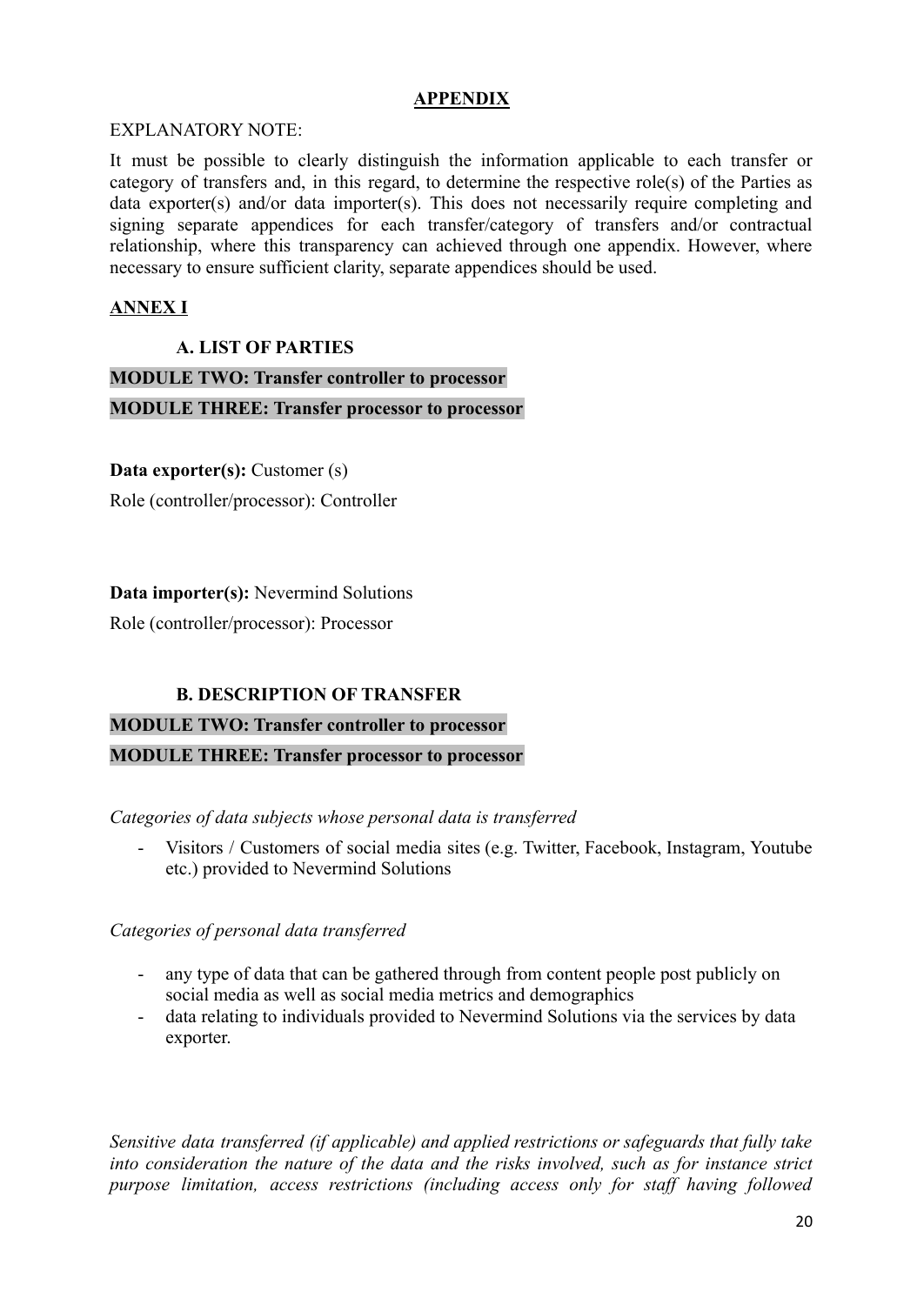**APPENDIX**

EXPLANATORY NOTE:

It must be possible to clearly distinguish the information applicable to each transfer or category of transfers and, in this regard, to determine the respective role(s) of the Parties as data exporter(s) and/or data importer(s). This does not necessarily require completing and signing separate appendices for each transfer/category of transfers and/or contractual relationship, where this transparency can achieved through one appendix. However, where necessary to ensure sufficient clarity, separate appendices should be used.

**ANNEX I**

**A. LIST OF PARTIES**

**MODULE TWO: Transfer controller to processor**

**MODULE THREE: Transfer processor to processor**

**Data exporter(s):** Customer (s)

Role (controller/processor): Controller

**Data importer(s):** Nevermind Solutions

Role (controller/processor): Processor

**B. DESCRIPTION OF TRANSFER**

**MODULE TWO: Transfer controller to processor**

**MODULE THREE: Transfer processor to processor**

*Categories of data subjects whose personal data is transferred*

- Visitors / Customers of social media sites (e.g. Twitter, Facebook, Instagram, Youtube etc.) provided to Nevermind Solutions

*Categories of personal data transferred*

- any type of data that can be gathered through from content people post publicly on social media as well as social media metrics and demographics
- data relating to individuals provided to Nevermind Solutions via the services by data exporter.

*Sensitive data transferred (if applicable) and applied restrictions or safeguards that fully take into consideration the nature of the data and the risks involved, such as for instance strict purpose limitation, access restrictions (including access only for staff having followed*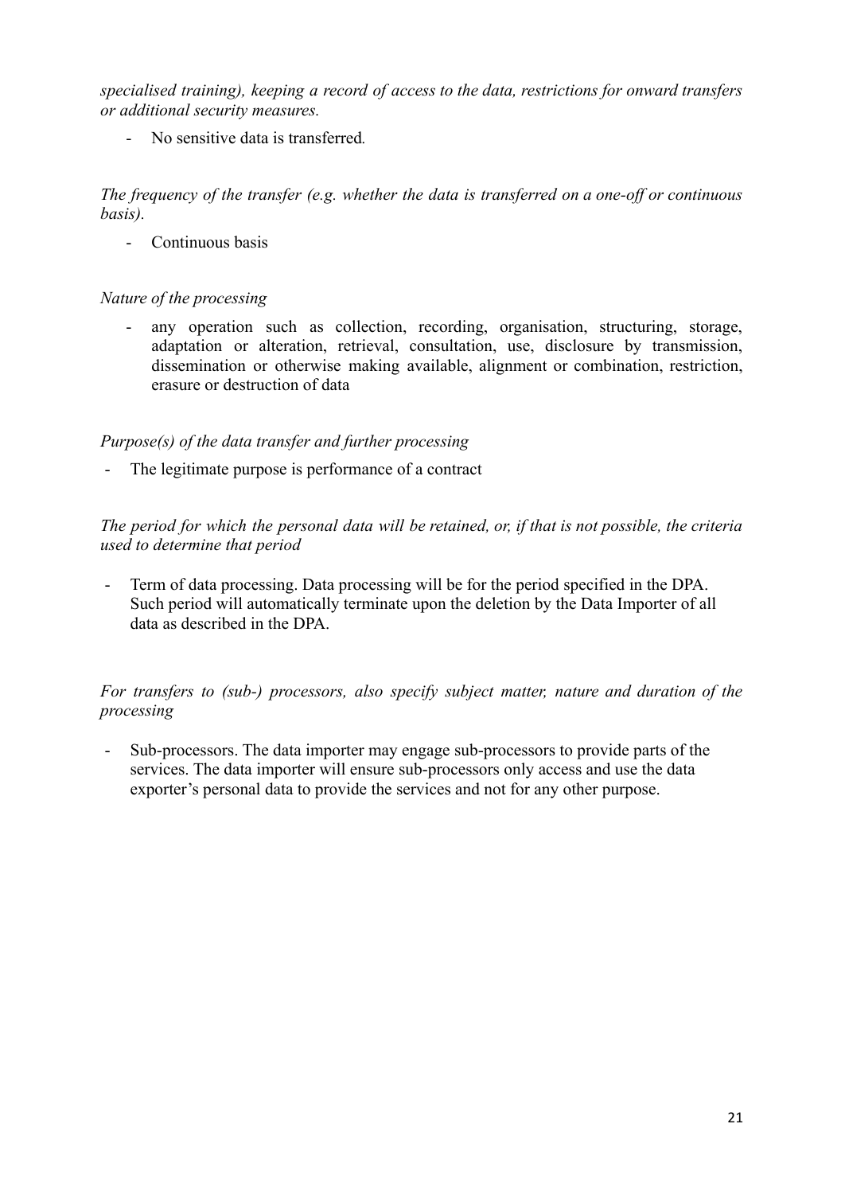*specialised training), keeping a record of access to the data, restrictions for onward transfers or additional security measures.*

- No sensitive data is transferred.

*The frequency of the transfer (e.g. whether the data is transferred on a one-off or continuous basis).*

- Continuous basis

*Nature of the processing*

- any operation such as collection, recording, organisation, structuring, storage, adaptation or alteration, retrieval, consultation, use, disclosure by transmission, dissemination or otherwise making available, alignment or combination, restriction, erasure or destruction of data

*Purpose(s) of the data transfer and further processing*

- The legitimate purpose is performance of a contract

*The period for which the personal data will be retained, or, if that is not possible, the criteria used to determine that period*

- Term of data processing. Data processing will be for the period specified in the DPA. Such period will automatically terminate upon the deletion by the Data Importer of all data as described in the DPA.

*For transfers to (sub-) processors, also specify subject matter, nature and duration of the processing*

- Sub-processors. The data importer may engage sub-processors to provide parts of the services. The data importer will ensure sub-processors only access and use the data exporter's personal data to provide the services and not for any other purpose.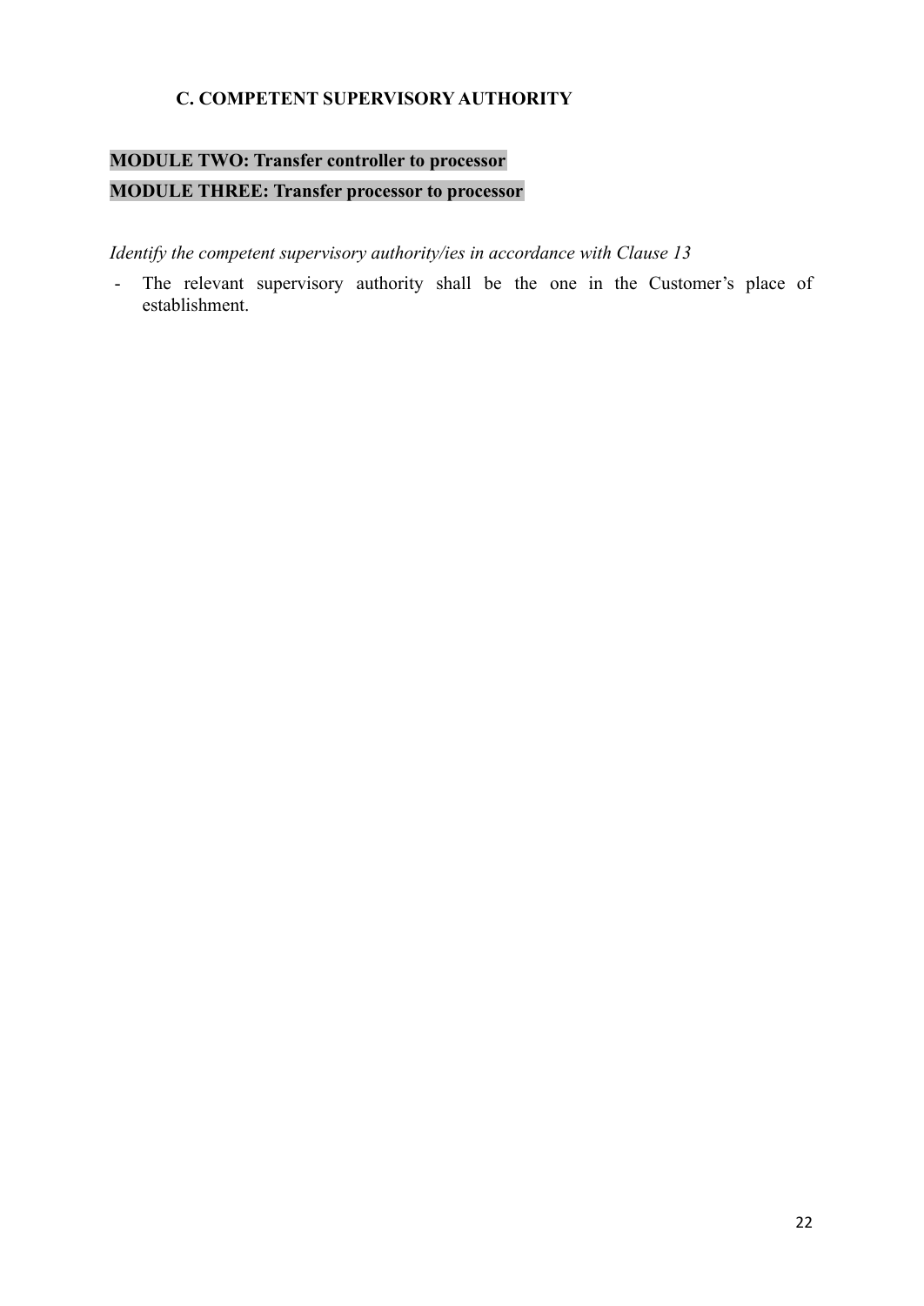### C. COMPETENT SUPERVISORY AUTHORITY

**MODULE TWO: Transfer controller to processor**

**MODULE THREE: Transfer processor to processor**

*Identify the competent supervisory authority/ies in accordance with Clause 13*

- The relevant supervisory authority shall be the one in the Customer's place of establishment.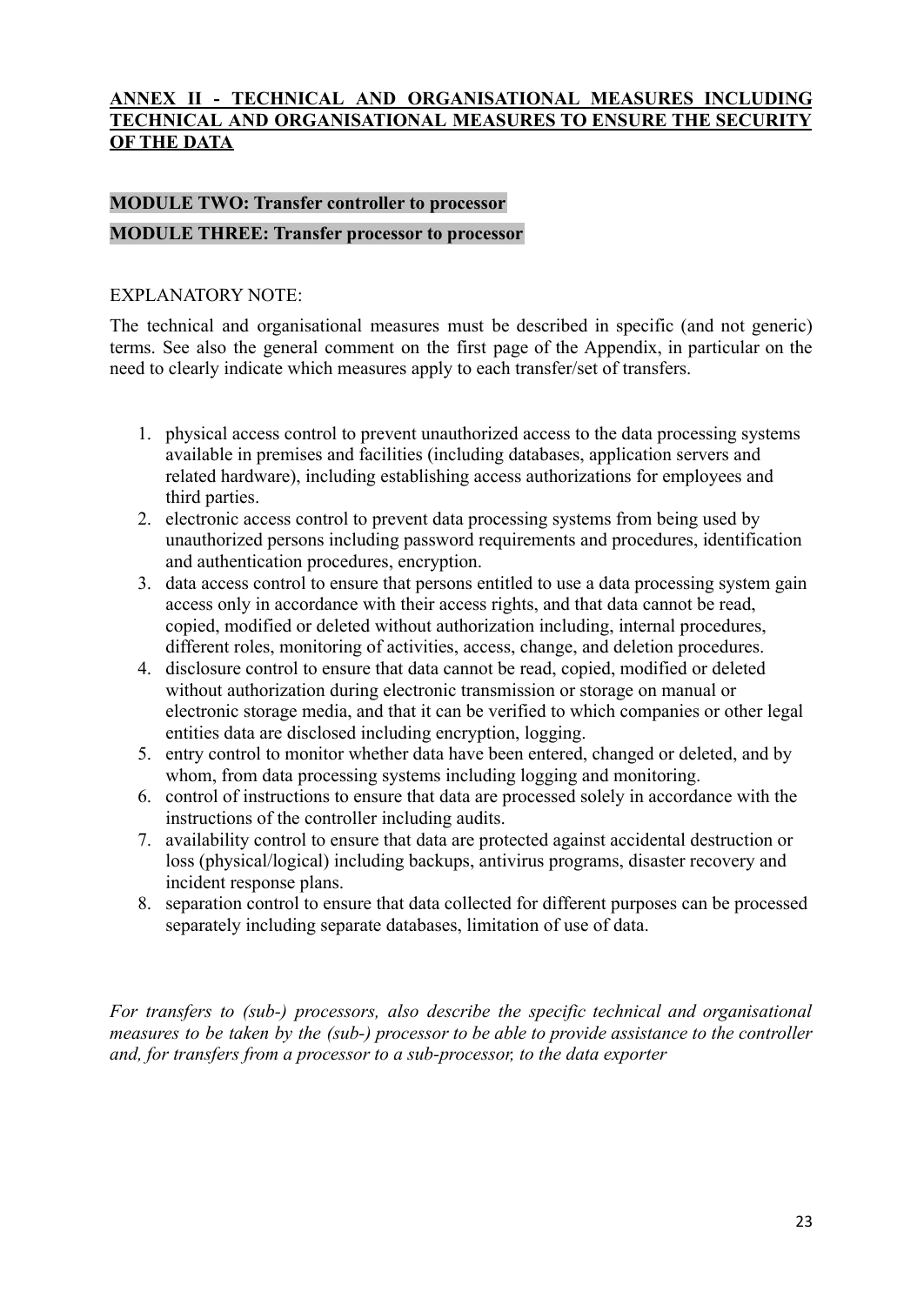## **ANNEX II - TECHNICAL AND ORGANISATIONAL MEASURES INCLUDING TECHNICAL AND ORGANISATIONAL MEASURES TO ENSURE THE SECURITY OF THE DATA**

**MODULE TWO: Transfer controller to processor**

**MODULE THREE: Transfer processor to processor**

EXPLANATORY NOTE:

The technical and organisational measures must be described in specific (and not generic) terms. See also the general comment on the first page of the Appendix, in particular on the need to clearly indicate which measures apply to each transfer/set of transfers.

1. physical access control to prevent unauthorized access to the data processing systems available in premises and facilities (including databases, application servers and related hardware), including establishing access authorizations for employees and third parties.
2. electronic access control to prevent data processing systems from being used by unauthorized persons including password requirements and procedures, identification and authentication procedures, encryption.
3. data access control to ensure that persons entitled to use a data processing system gain access only in accordance with their access rights, and that data cannot be read, copied, modified or deleted without authorization including, internal procedures, different roles, monitoring of activities, access, change, and deletion procedures.
4. disclosure control to ensure that data cannot be read, copied, modified or deleted without authorization during electronic transmission or storage on manual or electronic storage media, and that it can be verified to which companies or other legal entities data are disclosed including encryption, logging.
5. entry control to monitor whether data have been entered, changed or deleted, and by whom, from data processing systems including logging and monitoring.
6. control of instructions to ensure that data are processed solely in accordance with the instructions of the controller including audits.
7. availability control to ensure that data are protected against accidental destruction or loss (physical/logical) including backups, antivirus programs, disaster recovery and incident response plans.
8. separation control to ensure that data collected for different purposes can be processed separately including separate databases, limitation of use of data.

*For transfers to (sub-) processors, also describe the specific technical and organisational measures to be taken by the (sub-) processor to be able to provide assistance to the controller and, for transfers from a processor to a sub-processor, to the data exporter*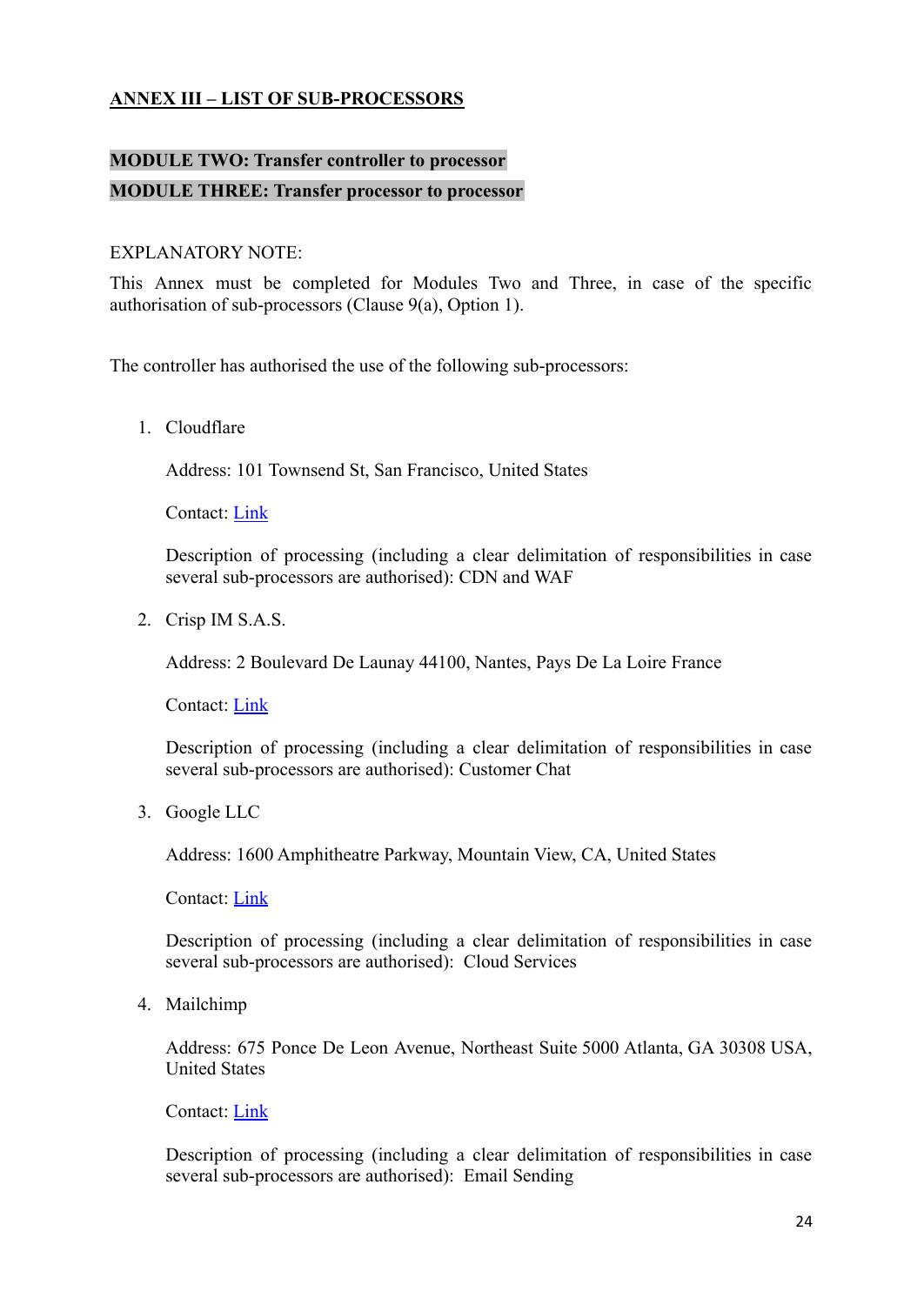## ANNEX III – LIST OF SUB-PROCESSORS

**MODULE TWO: Transfer controller to processor**

**MODULE THREE: Transfer processor to processor**

EXPLANATORY NOTE:

This Annex must be completed for Modules Two and Three, in case of the specific authorisation of sub-processors (Clause 9(a), Option 1).

The controller has authorised the use of the following sub-processors:

1. Cloudflare

   Address: 101 Townsend St, San Francisco, United States

   Contact: Link

   Description of processing (including a clear delimitation of responsibilities in case several sub-processors are authorised): CDN and WAF

2. Crisp IM S.A.S.

   Address: 2 Boulevard De Launay 44100, Nantes, Pays De La Loire France

   Contact: Link

   Description of processing (including a clear delimitation of responsibilities in case several sub-processors are authorised): Customer Chat

3. Google LLC

   Address: 1600 Amphitheatre Parkway, Mountain View, CA, United States

   Contact: Link

   Description of processing (including a clear delimitation of responsibilities in case several sub-processors are authorised): Cloud Services

4. Mailchimp

   Address: 675 Ponce De Leon Avenue, Northeast Suite 5000 Atlanta, GA 30308 USA, United States

   Contact: Link

   Description of processing (including a clear delimitation of responsibilities in case several sub-processors are authorised): Email Sending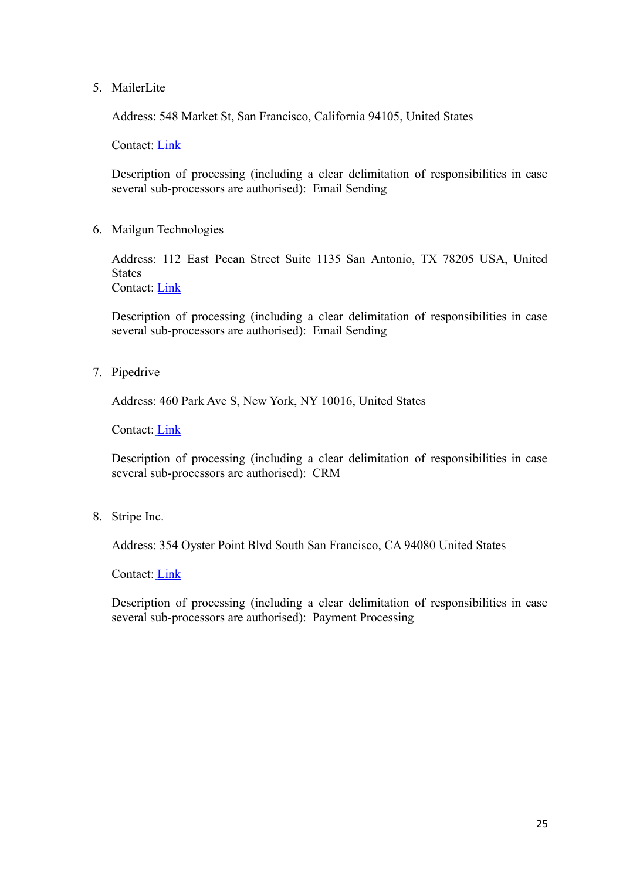5. MailerLite

   Address: 548 Market St, San Francisco, California 94105, United States

   Contact: Link

   Description of processing (including a clear delimitation of responsibilities in case several sub-processors are authorised): Email Sending

6. Mailgun Technologies

   Address: 112 East Pecan Street Suite 1135 San Antonio, TX 78205 USA, United States
   Contact: Link

   Description of processing (including a clear delimitation of responsibilities in case several sub-processors are authorised): Email Sending

7. Pipedrive

   Address: 460 Park Ave S, New York, NY 10016, United States

   Contact: Link

   Description of processing (including a clear delimitation of responsibilities in case several sub-processors are authorised): CRM

8. Stripe Inc.

   Address: 354 Oyster Point Blvd South San Francisco, CA 94080 United States

   Contact: Link

   Description of processing (including a clear delimitation of responsibilities in case several sub-processors are authorised): Payment Processing